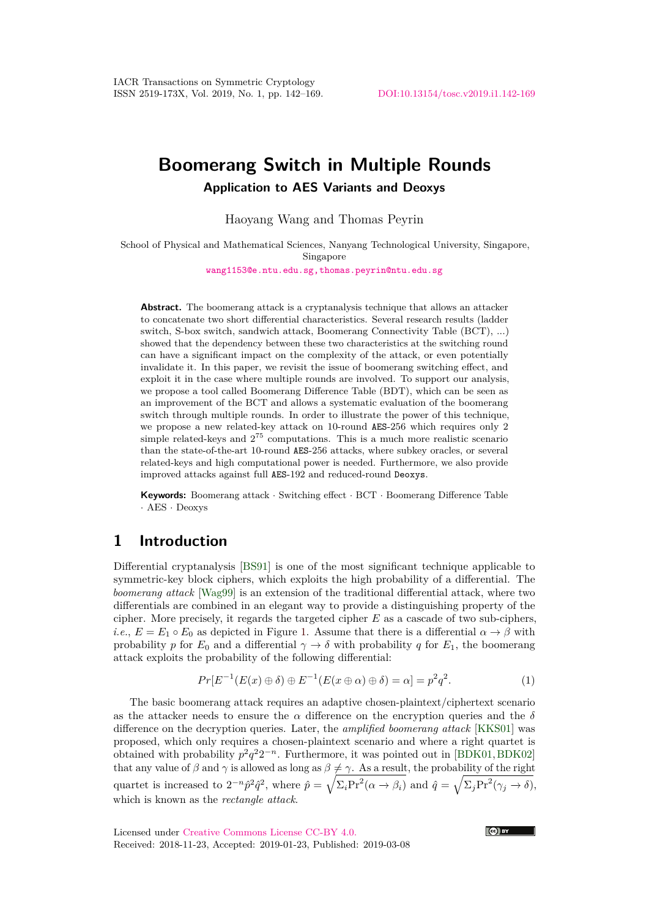# Boomerang Switch in Multiple Rounds

## Application to AES Variants and Deoxys

Haoyang Wang and Thomas Peyrin

School of Physical and Mathematical Sciences, Nanyang Technological University, Singapore, Singapore

wang1153@e.ntu.edu.sg, thomas.peyrin@ntu.edu.sg

**Abstract.** The boomerang attack is a cryptanalysis technique that allows an attacker to concatenate two short differential characteristics. Several research results (ladder switch, S-box switch, sandwich attack, Boomerang Connectivity Table (BCT), ...) showed that the dependency between these two characteristics at the switching round can have a significant impact on the complexity of the attack, or even potentially invalidate it. In this paper, we revisit the issue of boomerang switching effect, and exploit it in the case where multiple rounds are involved. To support our analysis, we propose a tool called Boomerang Difference Table (BDT), which can be seen as an improvement of the BCT and allows a systematic evaluation of the boomerang switch through multiple rounds. In order to illustrate the power of this technique, we propose a new related-key attack on 10-round AES-256 which requires only 2 simple related-keys and $2^{75}$ computations. This is a much more realistic scenario than the state-of-the-art 10-round AES-256 attacks, where subkey oracles, or several related-keys and high computational power is needed. Furthermore, we also provide improved attacks against full AES-192 and reduced-round Deoxys.

**Keywords:** Boomerang attack · Switching effect · BCT · Boomerang Difference Table · AES · Deoxys

## 1 Introduction

Differential cryptanalysis [BS91] is one of the most significant technique applicable to symmetric-key block ciphers, which exploits the high probability of a differential. The *boomerang attack* [Wag99] is an extension of the traditional differential attack, where two differentials are combined in an elegant way to provide a distinguishing property of the cipher. More precisely, it regards the targeted cipher $E$ as a cascade of two sub-ciphers, *i.e.*, $E = E_1 \circ E_0$ as depicted in Figure 1. Assume that there is a differential $\alpha \to \beta$ with probability $p$ for $E_0$ and a differential $\gamma \to \delta$ with probability $q$ for $E_1$, the boomerang attack exploits the probability of the following differential:

$$Pr[E^{-1}(E(x) \oplus \delta) \oplus E^{-1}(E(x \oplus \alpha) \oplus \delta) = \alpha] = p^2q^2. \tag{1}$$

The basic boomerang attack requires an adaptive chosen-plaintext/ciphertext scenario as the attacker needs to ensure the $\alpha$ difference on the encryption queries and the $\delta$ difference on the decryption queries. Later, the *amplified boomerang attack* [KKS01] was proposed, which only requires a chosen-plaintext scenario and where a right quartet is obtained with probability $p^2q^22^{-n}$. Furthermore, it was pointed out in [BDK01, BDK02] that any value of $\beta$ and $\gamma$ is allowed as long as $\beta \neq \gamma$. As a result, the probability of the right quartet is increased to $2^{-n}\hat{p}^2\hat{q}^2$, where $\hat{p} = \sqrt{\Sigma_i \mathrm{Pr}^2(\alpha \to \beta_i)}$ and $\hat{q} = \sqrt{\Sigma_j \mathrm{Pr}^2(\gamma_j \to \delta)}$, which is known as the *rectangle attack*.

Licensed under Creative Commons License CC-BY 4.0.
Received: 2018-11-23, Accepted: 2019-01-23, Published: 2019-03-08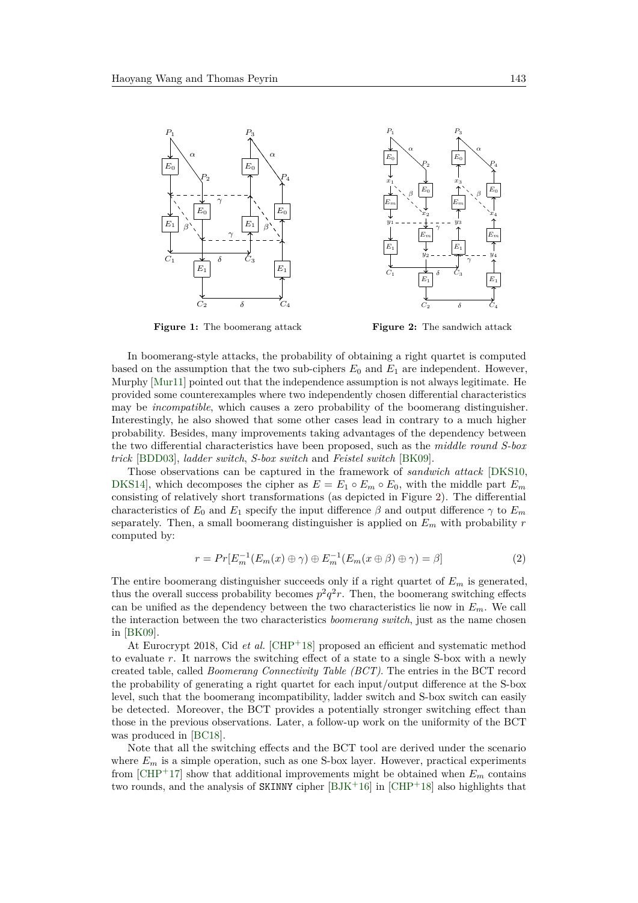**Figure 1:** The boomerang attack

**Figure 2:** The sandwich attack

In boomerang-style attacks, the probability of obtaining a right quartet is computed based on the assumption that the two sub-ciphers $E_0$ and $E_1$ are independent. However, Murphy [Mur11] pointed out that the independence assumption is not always legitimate. He provided some counterexamples where two independently chosen differential characteristics may be *incompatible*, which causes a zero probability of the boomerang distinguisher. Interestingly, he also showed that some other cases lead in contrary to a much higher probability. Besides, many improvements taking advantages of the dependency between the two differential characteristics have been proposed, such as the *middle round S-box trick* [BDD03], *ladder switch*, *S-box switch* and *Feistel switch* [BK09].

Those observations can be captured in the framework of *sandwich attack* [DKS10, DKS14], which decomposes the cipher as $E = E_1 \circ E_m \circ E_0$, with the middle part $E_m$ consisting of relatively short transformations (as depicted in Figure 2). The differential characteristics of $E_0$ and $E_1$ specify the input difference $\beta$ and output difference $\gamma$ to $E_m$ separately. Then, a small boomerang distinguisher is applied on $E_m$ with probability $r$ computed by:

$$r = Pr[E_m^{-1}(E_m(x) \oplus \gamma) \oplus E_m^{-1}(E_m(x \oplus \beta) \oplus \gamma) = \beta] \tag{2}$$

The entire boomerang distinguisher succeeds only if a right quartet of $E_m$ is generated, thus the overall success probability becomes $p^2q^2r$. Then, the boomerang switching effects can be unified as the dependency between the two characteristics lie now in $E_m$. We call the interaction between the two characteristics *boomerang switch*, just as the name chosen in [BK09].

At Eurocrypt 2018, Cid *et al.* [CHP+18] proposed an efficient and systematic method to evaluate $r$. It narrows the switching effect of a state to a single S-box with a newly created table, called *Boomerang Connectivity Table (BCT)*. The entries in the BCT record the probability of generating a right quartet for each input/output difference at the S-box level, such that the boomerang incompatibility, ladder switch and S-box switch can easily be detected. Moreover, the BCT provides a potentially stronger switching effect than those in the previous observations. Later, a follow-up work on the uniformity of the BCT was produced in [BC18].

Note that all the switching effects and the BCT tool are derived under the scenario where $E_m$ is a simple operation, such as one S-box layer. However, practical experiments from [CHP+17] show that additional improvements might be obtained when $E_m$ contains two rounds, and the analysis of `SKINNY` cipher [BJK+16] in [CHP+18] also highlights that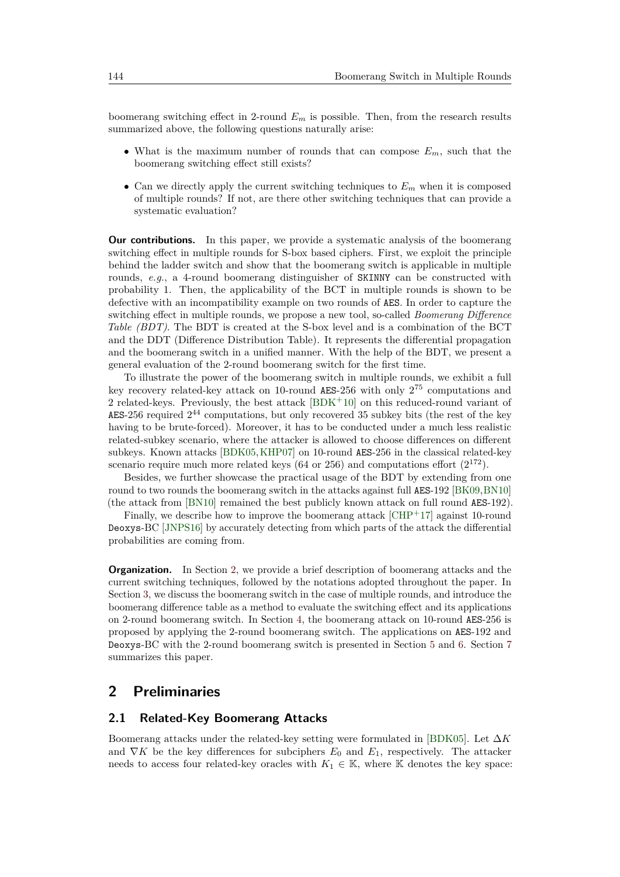boomerang switching effect in 2-round $E_m$ is possible. Then, from the research results summarized above, the following questions naturally arise:

- What is the maximum number of rounds that can compose $E_m$, such that the boomerang switching effect still exists?
- Can we directly apply the current switching techniques to $E_m$ when it is composed of multiple rounds? If not, are there other switching techniques that can provide a systematic evaluation?

**Our contributions.** In this paper, we provide a systematic analysis of the boomerang switching effect in multiple rounds for S-box based ciphers. First, we exploit the principle behind the ladder switch and show that the boomerang switch is applicable in multiple rounds, *e.g.*, a 4-round boomerang distinguisher of SKINNY can be constructed with probability 1. Then, the applicability of the BCT in multiple rounds is shown to be defective with an incompatibility example on two rounds of AES. In order to capture the switching effect in multiple rounds, we propose a new tool, so-called *Boomerang Difference Table (BDT)*. The BDT is created at the S-box level and is a combination of the BCT and the DDT (Difference Distribution Table). It represents the differential propagation and the boomerang switch in a unified manner. With the help of the BDT, we present a general evaluation of the 2-round boomerang switch for the first time.

To illustrate the power of the boomerang switch in multiple rounds, we exhibit a full key recovery related-key attack on 10-round AES-256 with only $2^{75}$ computations and 2 related-keys. Previously, the best attack [BDK+10] on this reduced-round variant of AES-256 required $2^{44}$ computations, but only recovered 35 subkey bits (the rest of the key having to be brute-forced). Moreover, it has to be conducted under a much less realistic related-subkey scenario, where the attacker is allowed to choose differences on different subkeys. Known attacks [BDK05, KHP07] on 10-round AES-256 in the classical related-key scenario require much more related keys (64 or 256) and computations effort ($2^{172}$).

Besides, we further showcase the practical usage of the BDT by extending from one round to two rounds the boomerang switch in the attacks against full AES-192 [BK09, BN10] (the attack from [BN10] remained the best publicly known attack on full round AES-192).

Finally, we describe how to improve the boomerang attack [CHP+17] against 10-round Deoxys-BC [JNPS16] by accurately detecting from which parts of the attack the differential probabilities are coming from.

**Organization.** In Section 2, we provide a brief description of boomerang attacks and the current switching techniques, followed by the notations adopted throughout the paper. In Section 3, we discuss the boomerang switch in the case of multiple rounds, and introduce the boomerang difference table as a method to evaluate the switching effect and its applications on 2-round boomerang switch. In Section 4, the boomerang attack on 10-round AES-256 is proposed by applying the 2-round boomerang switch. The applications on AES-192 and Deoxys-BC with the 2-round boomerang switch is presented in Section 5 and 6. Section 7 summarizes this paper.

## 2 Preliminaries

### 2.1 Related-Key Boomerang Attacks

Boomerang attacks under the related-key setting were formulated in [BDK05]. Let $\Delta K$ and $\nabla K$ be the key differences for subciphers $E_0$ and $E_1$, respectively. The attacker needs to access four related-key oracles with $K_1 \in \mathbb{K}$, where $\mathbb{K}$ denotes the key space: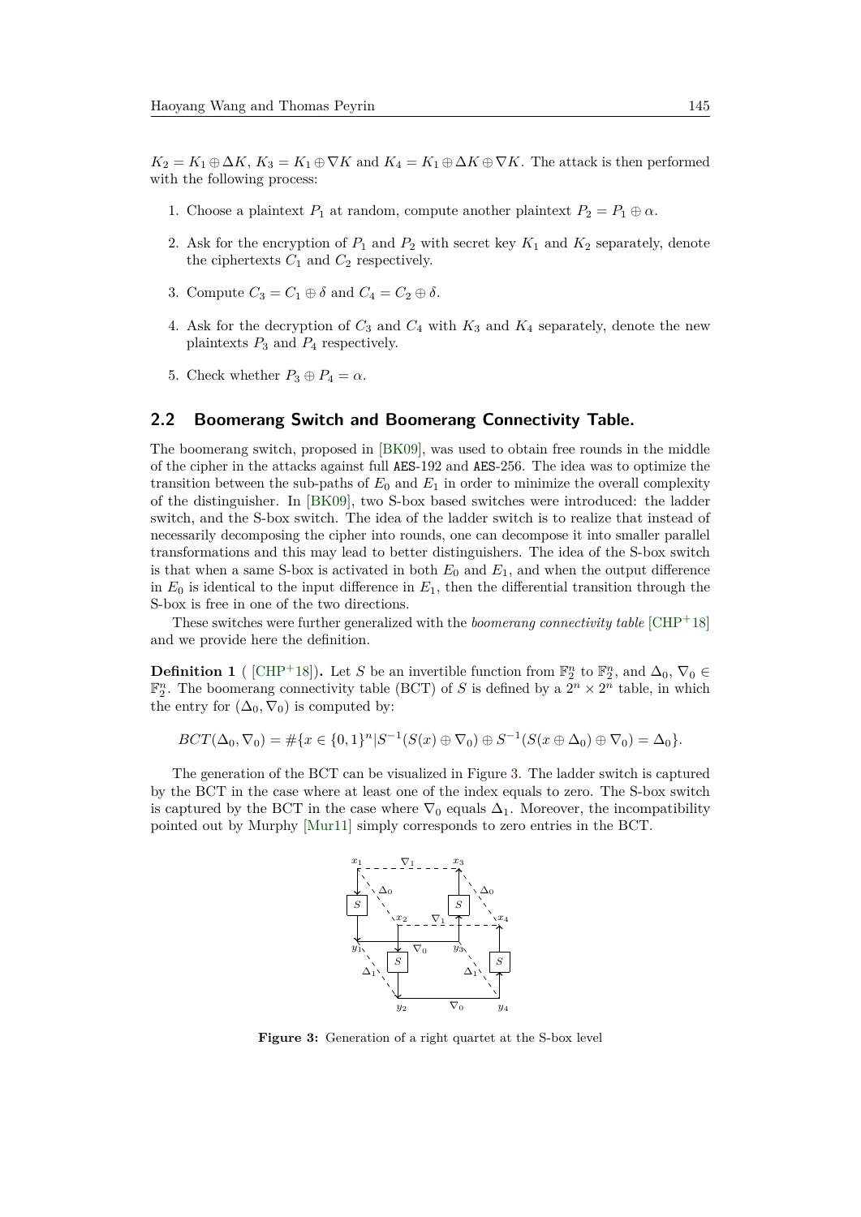$K_2 = K_1 \oplus \Delta K$, $K_3 = K_1 \oplus \nabla K$ and $K_4 = K_1 \oplus \Delta K \oplus \nabla K$. The attack is then performed with the following process:

1. Choose a plaintext $P_1$ at random, compute another plaintext $P_2 = P_1 \oplus \alpha$.
2. Ask for the encryption of $P_1$ and $P_2$ with secret key $K_1$ and $K_2$ separately, denote the ciphertexts $C_1$ and $C_2$ respectively.
3. Compute $C_3 = C_1 \oplus \delta$ and $C_4 = C_2 \oplus \delta$.
4. Ask for the decryption of $C_3$ and $C_4$ with $K_3$ and $K_4$ separately, denote the new plaintexts $P_3$ and $P_4$ respectively.
5. Check whether $P_3 \oplus P_4 = \alpha$.

## 2.2 Boomerang Switch and Boomerang Connectivity Table.

The boomerang switch, proposed in [BK09], was used to obtain free rounds in the middle of the cipher in the attacks against full AES-192 and AES-256. The idea was to optimize the transition between the sub-paths of $E_0$ and $E_1$ in order to minimize the overall complexity of the distinguisher. In [BK09], two S-box based switches were introduced: the ladder switch, and the S-box switch. The idea of the ladder switch is to realize that instead of necessarily decomposing the cipher into rounds, one can decompose it into smaller parallel transformations and this may lead to better distinguishers. The idea of the S-box switch is that when a same S-box is activated in both $E_0$ and $E_1$, and when the output difference in $E_0$ is identical to the input difference in $E_1$, then the differential transition through the S-box is free in one of the two directions.

These switches were further generalized with the *boomerang connectivity table* [CHP+18] and we provide here the definition.

**Definition 1** ( [CHP+18])**.** Let $S$ be an invertible function from $\mathbb{F}_2^n$ to $\mathbb{F}_2^n$, and $\Delta_0$, $\nabla_0 \in \mathbb{F}_2^n$. The boomerang connectivity table (BCT) of $S$ is defined by a $2^n \times 2^n$ table, in which the entry for $(\Delta_0, \nabla_0)$ is computed by:

$$BCT(\Delta_0, \nabla_0) = \#\{x \in \{0,1\}^n | S^{-1}(S(x) \oplus \nabla_0) \oplus S^{-1}(S(x \oplus \Delta_0) \oplus \nabla_0) = \Delta_0\}.$$

The generation of the BCT can be visualized in Figure 3. The ladder switch is captured by the BCT in the case where at least one of the index equals to zero. The S-box switch is captured by the BCT in the case where $\nabla_0$ equals $\Delta_1$. Moreover, the incompatibility pointed out by Murphy [Mur11] simply corresponds to zero entries in the BCT.

**Figure 3:** Generation of a right quartet at the S-box level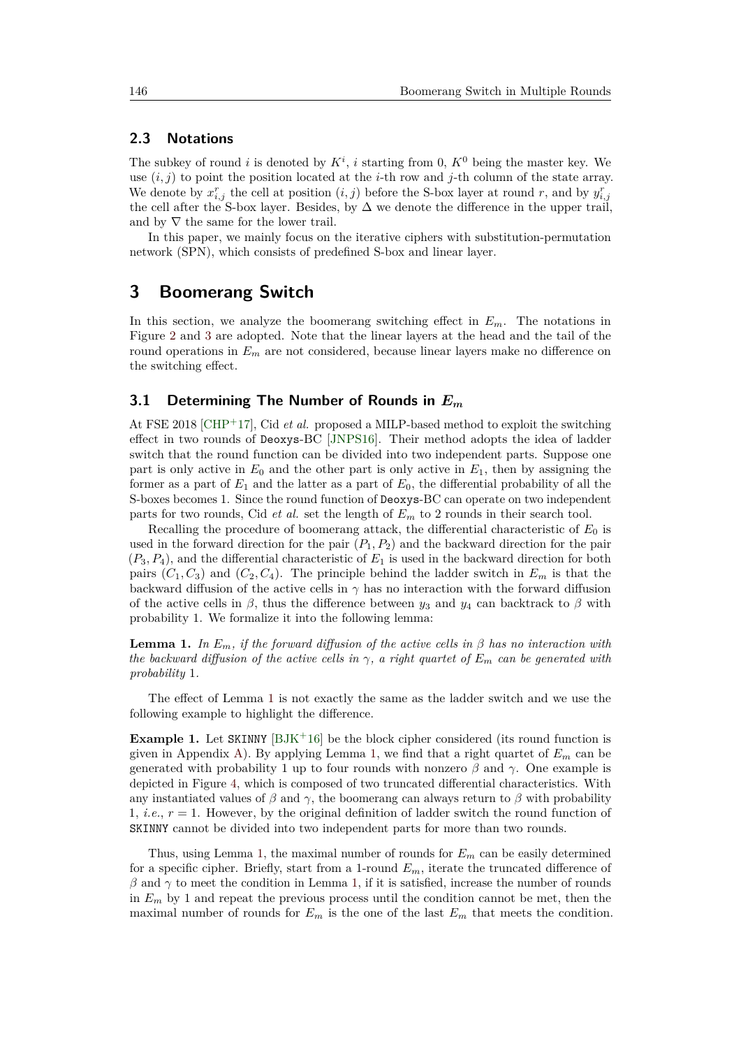### 2.3 Notations

The subkey of round $i$ is denoted by $K^i$, $i$ starting from 0, $K^0$ being the master key. We use $(i, j)$ to point the position located at the $i$-th row and $j$-th column of the state array. We denote by $x^r_{i,j}$ the cell at position $(i, j)$ before the S-box layer at round $r$, and by $y^r_{i,j}$ the cell after the S-box layer. Besides, by $\Delta$ we denote the difference in the upper trail, and by $\nabla$ the same for the lower trail.

In this paper, we mainly focus on the iterative ciphers with substitution-permutation network (SPN), which consists of predefined S-box and linear layer.

## 3 Boomerang Switch

In this section, we analyze the boomerang switching effect in $E_m$. The notations in Figure 2 and 3 are adopted. Note that the linear layers at the head and the tail of the round operations in $E_m$ are not considered, because linear layers make no difference on the switching effect.

### 3.1 Determining The Number of Rounds in $E_m$

At FSE 2018 [CHP+17], Cid *et al.* proposed a MILP-based method to exploit the switching effect in two rounds of Deoxys-BC [JNPS16]. Their method adopts the idea of ladder switch that the round function can be divided into two independent parts. Suppose one part is only active in $E_0$ and the other part is only active in $E_1$, then by assigning the former as a part of $E_1$ and the latter as a part of $E_0$, the differential probability of all the S-boxes becomes 1. Since the round function of Deoxys-BC can operate on two independent parts for two rounds, Cid *et al.* set the length of $E_m$ to 2 rounds in their search tool.

Recalling the procedure of boomerang attack, the differential characteristic of $E_0$ is used in the forward direction for the pair $(P_1, P_2)$ and the backward direction for the pair $(P_3, P_4)$, and the differential characteristic of $E_1$ is used in the backward direction for both pairs $(C_1, C_3)$ and $(C_2, C_4)$. The principle behind the ladder switch in $E_m$ is that the backward diffusion of the active cells in $\gamma$ has no interaction with the forward diffusion of the active cells in $\beta$, thus the difference between $y_3$ and $y_4$ can backtrack to $\beta$ with probability 1. We formalize it into the following lemma:

**Lemma 1.** *In $E_m$, if the forward diffusion of the active cells in $\beta$ has no interaction with the backward diffusion of the active cells in $\gamma$, a right quartet of $E_m$ can be generated with probability* 1*.*

The effect of Lemma 1 is not exactly the same as the ladder switch and we use the following example to highlight the difference.

**Example 1.** Let SKINNY [BJK+16] be the block cipher considered (its round function is given in Appendix A). By applying Lemma 1, we find that a right quartet of $E_m$ can be generated with probability 1 up to four rounds with nonzero $\beta$ and $\gamma$. One example is depicted in Figure 4, which is composed of two truncated differential characteristics. With any instantiated values of $\beta$ and $\gamma$, the boomerang can always return to $\beta$ with probability 1, *i.e.*, $r = 1$. However, by the original definition of ladder switch the round function of SKINNY cannot be divided into two independent parts for more than two rounds.

Thus, using Lemma 1, the maximal number of rounds for $E_m$ can be easily determined for a specific cipher. Briefly, start from a 1-round $E_m$, iterate the truncated difference of $\beta$ and $\gamma$ to meet the condition in Lemma 1, if it is satisfied, increase the number of rounds in $E_m$ by 1 and repeat the previous process until the condition cannot be met, then the maximal number of rounds for $E_m$ is the one of the last $E_m$ that meets the condition.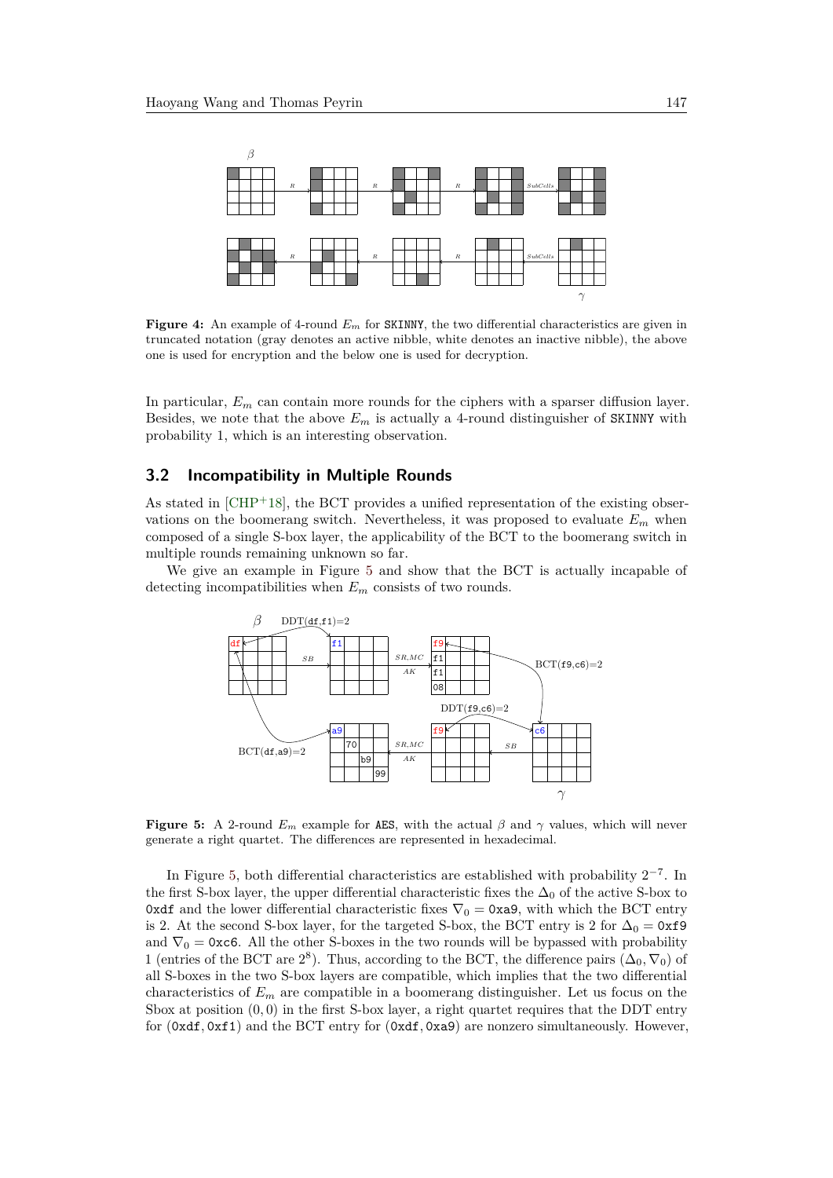**Figure 4:** An example of 4-round $E_m$ for SKINNY, the two differential characteristics are given in truncated notation (gray denotes an active nibble, white denotes an inactive nibble), the above one is used for encryption and the below one is used for decryption.

In particular, $E_m$ can contain more rounds for the ciphers with a sparser diffusion layer. Besides, we note that the above $E_m$ is actually a 4-round distinguisher of SKINNY with probability 1, which is an interesting observation.

## 3.2 Incompatibility in Multiple Rounds

As stated in [CHP+18], the BCT provides a unified representation of the existing observations on the boomerang switch. Nevertheless, it was proposed to evaluate $E_m$ when composed of a single S-box layer, the applicability of the BCT to the boomerang switch in multiple rounds remaining unknown so far.

We give an example in Figure 5 and show that the BCT is actually incapable of detecting incompatibilities when $E_m$ consists of two rounds.

**Figure 5:** A 2-round $E_m$ example for AES, with the actual $\beta$ and $\gamma$ values, which will never generate a right quartet. The differences are represented in hexadecimal.

In Figure 5, both differential characteristics are established with probability $2^{-7}$. In the first S-box layer, the upper differential characteristic fixes the $\Delta_0$ of the active S-box to 0xdf and the lower differential characteristic fixes $\nabla_0 =$ 0xa9, with which the BCT entry is 2. At the second S-box layer, for the targeted S-box, the BCT entry is 2 for $\Delta_0 =$ 0xf9 and $\nabla_0 =$ 0xc6. All the other S-boxes in the two rounds will be bypassed with probability 1 (entries of the BCT are $2^8$). Thus, according to the BCT, the difference pairs $(\Delta_0, \nabla_0)$ of all S-boxes in the two S-box layers are compatible, which implies that the two differential characteristics of $E_m$ are compatible in a boomerang distinguisher. Let us focus on the Sbox at position $(0, 0)$ in the first S-box layer, a right quartet requires that the DDT entry for (0xdf, 0xf1) and the BCT entry for (0xdf, 0xa9) are nonzero simultaneously. However,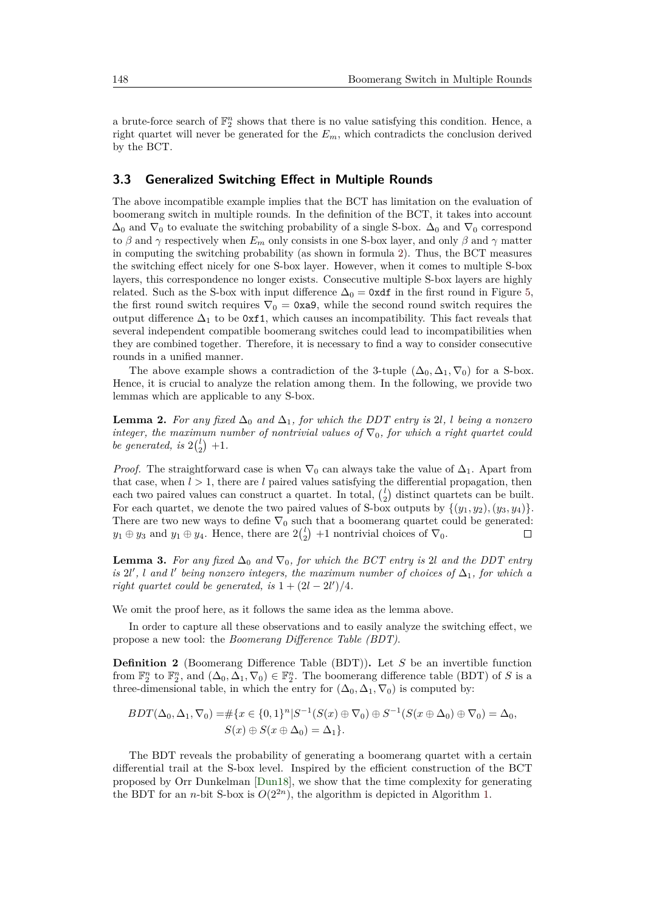a brute-force search of $\mathbb{F}_2^n$ shows that there is no value satisfying this condition. Hence, a right quartet will never be generated for the $E_m$, which contradicts the conclusion derived by the BCT.

### 3.3 Generalized Switching Effect in Multiple Rounds

The above incompatible example implies that the BCT has limitation on the evaluation of boomerang switch in multiple rounds. In the definition of the BCT, it takes into account $\Delta_0$ and $\nabla_0$ to evaluate the switching probability of a single S-box. $\Delta_0$ and $\nabla_0$ correspond to $\beta$ and $\gamma$ respectively when $E_m$ only consists in one S-box layer, and only $\beta$ and $\gamma$ matter in computing the switching probability (as shown in formula 2). Thus, the BCT measures the switching effect nicely for one S-box layer. However, when it comes to multiple S-box layers, this correspondence no longer exists. Consecutive multiple S-box layers are highly related. Such as the S-box with input difference $\Delta_0 =$ `0xdf` in the first round in Figure 5, the first round switch requires $\nabla_0 =$ `0xa9`, while the second round switch requires the output difference $\Delta_1$ to be `0xf1`, which causes an incompatibility. This fact reveals that several independent compatible boomerang switches could lead to incompatibilities when they are combined together. Therefore, it is necessary to find a way to consider consecutive rounds in a unified manner.

The above example shows a contradiction of the 3-tuple $(\Delta_0, \Delta_1, \nabla_0)$ for a S-box. Hence, it is crucial to analyze the relation among them. In the following, we provide two lemmas which are applicable to any S-box.

**Lemma 2.** *For any fixed $\Delta_0$ and $\Delta_1$, for which the DDT entry is $2l$, $l$ being a nonzero integer, the maximum number of nontrivial values of $\nabla_0$, for which a right quartet could be generated, is $2\binom{l}{2}$ $+1$.*

*Proof.* The straightforward case is when $\nabla_0$ can always take the value of $\Delta_1$. Apart from that case, when $l > 1$, there are $l$ paired values satisfying the differential propagation, then each two paired values can construct a quartet. In total, $\binom{l}{2}$ distinct quartets can be built. For each quartet, we denote the two paired values of S-box outputs by $\{(y_1, y_2), (y_3, y_4)\}$. There are two new ways to define $\nabla_0$ such that a boomerang quartet could be generated: $y_1 \oplus y_3$ and $y_1 \oplus y_4$. Hence, there are $2\binom{l}{2}$ $+1$ nontrivial choices of $\nabla_0$. ☐

**Lemma 3.** *For any fixed $\Delta_0$ and $\nabla_0$, for which the BCT entry is $2l$ and the DDT entry is $2l'$, $l$ and $l'$ being nonzero integers, the maximum number of choices of $\Delta_1$, for which a right quartet could be generated, is $1 + (2l - 2l')/4$.*

We omit the proof here, as it follows the same idea as the lemma above.

In order to capture all these observations and to easily analyze the switching effect, we propose a new tool: the *Boomerang Difference Table (BDT)*.

**Definition 2** (Boomerang Difference Table (BDT))**.** Let $S$ be an invertible function from $\mathbb{F}_2^n$ to $\mathbb{F}_2^n$, and $(\Delta_0, \Delta_1, \nabla_0) \in \mathbb{F}_2^n$. The boomerang difference table (BDT) of $S$ is a three-dimensional table, in which the entry for $(\Delta_0, \Delta_1, \nabla_0)$ is computed by:

$$
\begin{aligned}
BDT(\Delta_0, \Delta_1, \nabla_0) = \#\{x \in \{0,1\}^n | & S^{-1}(S(x) \oplus \nabla_0) \oplus S^{-1}(S(x \oplus \Delta_0) \oplus \nabla_0) = \Delta_0, \\
& S(x) \oplus S(x \oplus \Delta_0) = \Delta_1\}.
\end{aligned}
$$

The BDT reveals the probability of generating a boomerang quartet with a certain differential trail at the S-box level. Inspired by the efficient construction of the BCT proposed by Orr Dunkelman [Dun18], we show that the time complexity for generating the BDT for an $n$-bit S-box is $O(2^{2n})$, the algorithm is depicted in Algorithm 1.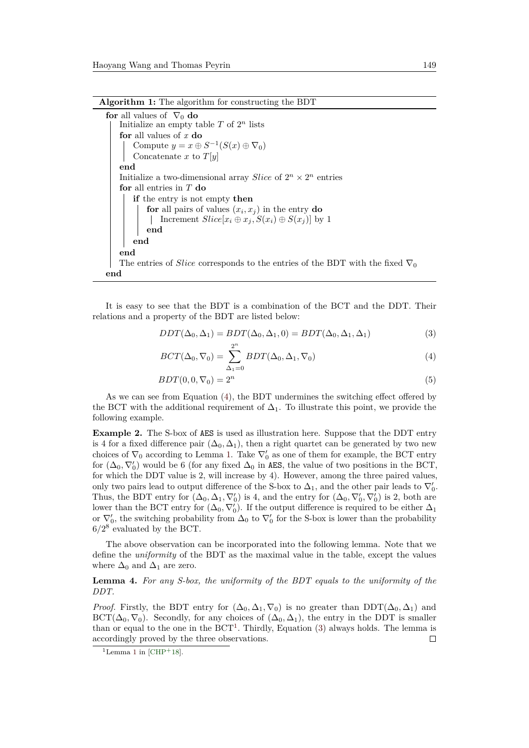**Algorithm 1:** The algorithm for constructing the BDT

```
for all values of ∇0 do
    Initialize an empty table T of 2^n lists
    for all values of x do
        Compute y = x ⊕ S^{-1}(S(x) ⊕ ∇0)
        Concatenate x to T[y]
    end
    Initialize a two-dimensional array Slice of 2^n × 2^n entries
    for all entries in T do
        if the entry is not empty then
            for all pairs of values (x_i, x_j) in the entry do
                Increment Slice[x_i ⊕ x_j, S(x_i) ⊕ S(x_j)] by 1
            end
        end
    end
    The entries of Slice corresponds to the entries of the BDT with the fixed ∇0
end
```

It is easy to see that the BDT is a combination of the BCT and the DDT. Their relations and a property of the BDT are listed below:

$$DDT(\Delta_0, \Delta_1) = BDT(\Delta_0, \Delta_1, 0) = BDT(\Delta_0, \Delta_1, \Delta_1) \tag{3}$$

$$BCT(\Delta_0, \nabla_0) = \sum_{\Delta_1=0}^{2^n} BDT(\Delta_0, \Delta_1, \nabla_0) \tag{4}$$

$$BDT(0, 0, \nabla_0) = 2^n \tag{5}$$

As we can see from Equation (4), the BDT undermines the switching effect offered by the BCT with the additional requirement of $\Delta_1$. To illustrate this point, we provide the following example.

**Example 2.** The S-box of AES is used as illustration here. Suppose that the DDT entry is 4 for a fixed difference pair $(\Delta_0, \Delta_1)$, then a right quartet can be generated by two new choices of $\nabla_0$ according to Lemma 1. Take $\nabla_0'$ as one of them for example, the BCT entry for $(\Delta_0, \nabla_0')$ would be 6 (for any fixed $\Delta_0$ in AES, the value of two positions in the BCT, for which the DDT value is 2, will increase by 4). However, among the three paired values, only two pairs lead to output difference of the S-box to $\Delta_1$, and the other pair leads to $\nabla_0'$. Thus, the BDT entry for $(\Delta_0, \Delta_1, \nabla_0')$ is 4, and the entry for $(\Delta_0, \nabla_0', \nabla_0')$ is 2, both are lower than the BCT entry for $(\Delta_0, \nabla_0')$. If the output difference is required to be either $\Delta_1$ or $\nabla_0'$, the switching probability from $\Delta_0$ to $\nabla_0'$ for the S-box is lower than the probability $6/2^8$ evaluated by the BCT.

The above observation can be incorporated into the following lemma. Note that we define the *uniformity* of the BDT as the maximal value in the table, except the values where $\Delta_0$ and $\Delta_1$ are zero.

**Lemma 4.** *For any S-box, the uniformity of the BDT equals to the uniformity of the DDT.*

*Proof.* Firstly, the BDT entry for $(\Delta_0, \Delta_1, \nabla_0)$ is no greater than $\mathrm{DDT}(\Delta_0, \Delta_1)$ and $\mathrm{BCT}(\Delta_0, \nabla_0)$. Secondly, for any choices of $(\Delta_0, \Delta_1)$, the entry in the DDT is smaller than or equal to the one in the BCT[1]. Thirdly, Equation (3) always holds. The lemma is accordingly proved by the three observations. □

[1] Lemma 1 in [CHP+18].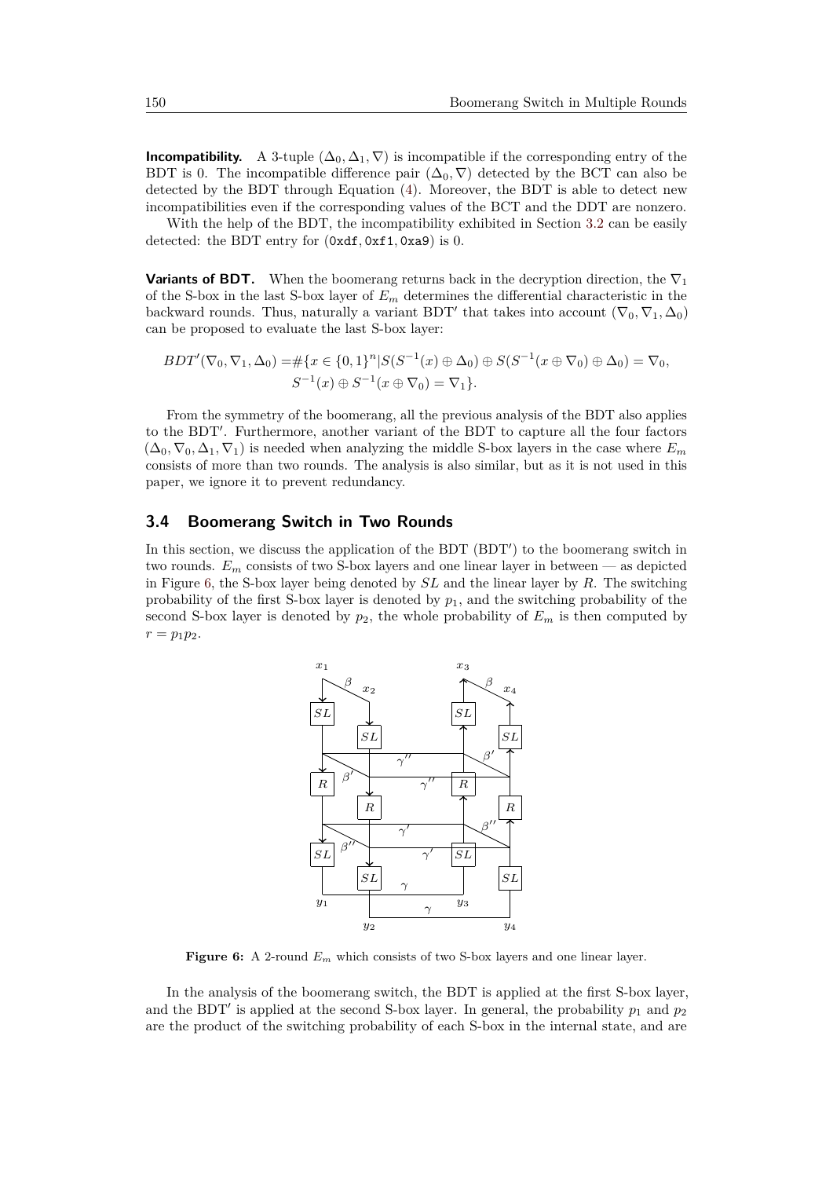**Incompatibility.** A 3-tuple $(\Delta_0, \Delta_1, \nabla)$ is incompatible if the corresponding entry of the BDT is 0. The incompatible difference pair $(\Delta_0, \nabla)$ detected by the BCT can also be detected by the BDT through Equation (4). Moreover, the BDT is able to detect new incompatibilities even if the corresponding values of the BCT and the DDT are nonzero.

With the help of the BDT, the incompatibility exhibited in Section 3.2 can be easily detected: the BDT entry for (0xdf, 0xf1, 0xa9) is 0.

**Variants of BDT.** When the boomerang returns back in the decryption direction, the $\nabla_1$ of the S-box in the last S-box layer of $E_m$ determines the differential characteristic in the backward rounds. Thus, naturally a variant BDT′ that takes into account $(\nabla_0, \nabla_1, \Delta_0)$ can be proposed to evaluate the last S-box layer:

$$BDT'(\nabla_0, \nabla_1, \Delta_0) = \#\{x \in \{0,1\}^n | S(S^{-1}(x) \oplus \Delta_0) \oplus S(S^{-1}(x \oplus \nabla_0) \oplus \Delta_0) = \nabla_0,$$
$$S^{-1}(x) \oplus S^{-1}(x \oplus \nabla_0) = \nabla_1\}.$$

From the symmetry of the boomerang, all the previous analysis of the BDT also applies to the BDT′. Furthermore, another variant of the BDT to capture all the four factors $(\Delta_0, \nabla_0, \Delta_1, \nabla_1)$ is needed when analyzing the middle S-box layers in the case where $E_m$ consists of more than two rounds. The analysis is also similar, but as it is not used in this paper, we ignore it to prevent redundancy.

### 3.4 Boomerang Switch in Two Rounds

In this section, we discuss the application of the BDT (BDT′) to the boomerang switch in two rounds. $E_m$ consists of two S-box layers and one linear layer in between — as depicted in Figure 6, the S-box layer being denoted by $SL$ and the linear layer by $R$. The switching probability of the first S-box layer is denoted by $p_1$, and the switching probability of the second S-box layer is denoted by $p_2$, the whole probability of $E_m$ is then computed by $r = p_1 p_2$.

**Figure 6:** A 2-round $E_m$ which consists of two S-box layers and one linear layer.

In the analysis of the boomerang switch, the BDT is applied at the first S-box layer, and the BDT′ is applied at the second S-box layer. In general, the probability $p_1$ and $p_2$ are the product of the switching probability of each S-box in the internal state, and are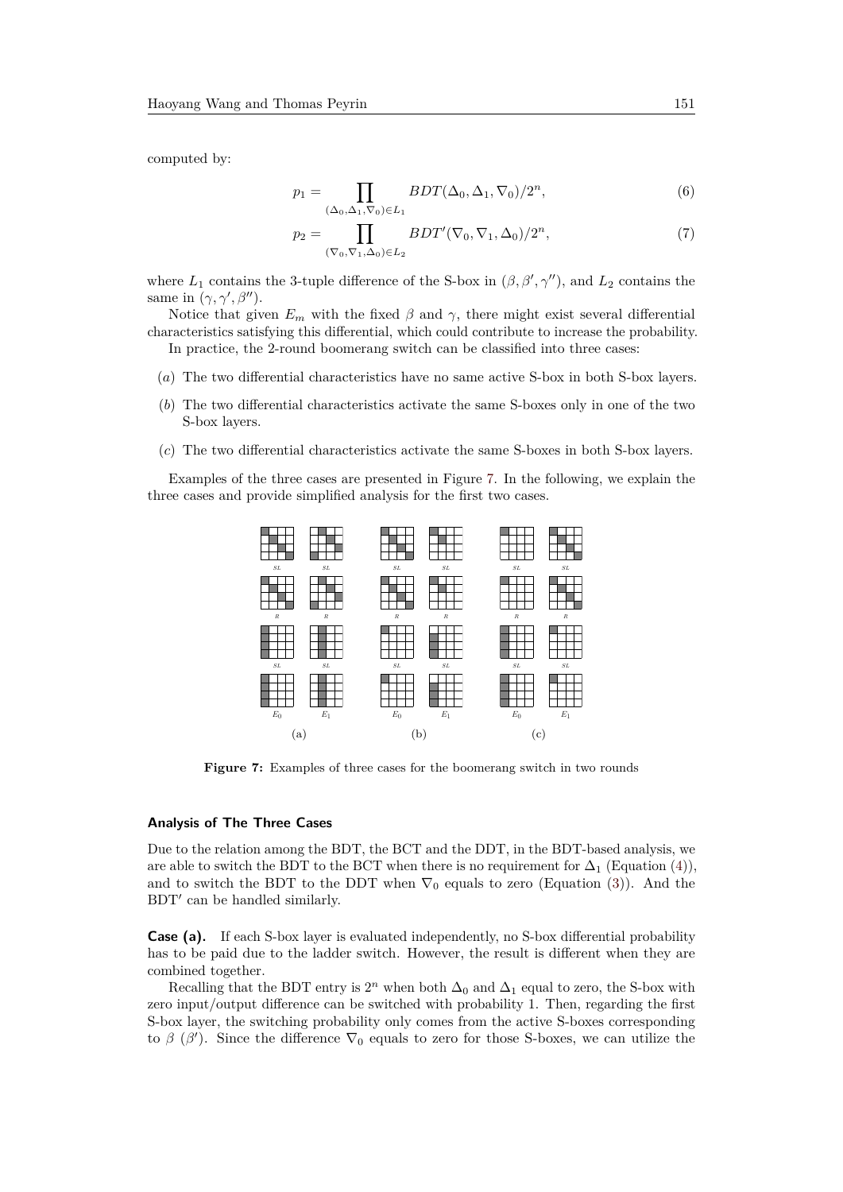computed by:

$$p_1 = \prod_{(\Delta_0,\Delta_1,\nabla_0)\in L_1} BDT(\Delta_0,\Delta_1,\nabla_0)/2^n, \tag{6}$$

$$p_2 = \prod_{(\nabla_0,\nabla_1,\Delta_0)\in L_2} BDT'(\nabla_0,\nabla_1,\Delta_0)/2^n, \tag{7}$$

where $L_1$ contains the 3-tuple difference of the S-box in $(\beta, \beta', \gamma'')$, and $L_2$ contains the same in $(\gamma, \gamma', \beta'')$.

Notice that given $E_m$ with the fixed $\beta$ and $\gamma$, there might exist several differential characteristics satisfying this differential, which could contribute to increase the probability.

In practice, the 2-round boomerang switch can be classified into three cases:

(*a*) The two differential characteristics have no same active S-box in both S-box layers.

(*b*) The two differential characteristics activate the same S-boxes only in one of the two S-box layers.

(*c*) The two differential characteristics activate the same S-boxes in both S-box layers.

Examples of the three cases are presented in Figure 7. In the following, we explain the three cases and provide simplified analysis for the first two cases.

**Figure 7:** Examples of three cases for the boomerang switch in two rounds

#### Analysis of The Three Cases

Due to the relation among the BDT, the BCT and the DDT, in the BDT-based analysis, we are able to switch the BDT to the BCT when there is no requirement for $\Delta_1$ (Equation (4)), and to switch the BDT to the DDT when $\nabla_0$ equals to zero (Equation (3)). And the BDT$'$ can be handled similarly.

**Case (a).** If each S-box layer is evaluated independently, no S-box differential probability has to be paid due to the ladder switch. However, the result is different when they are combined together.

Recalling that the BDT entry is $2^n$ when both $\Delta_0$ and $\Delta_1$ equal to zero, the S-box with zero input/output difference can be switched with probability 1. Then, regarding the first S-box layer, the switching probability only comes from the active S-boxes corresponding to $\beta$ ($\beta'$). Since the difference $\nabla_0$ equals to zero for those S-boxes, we can utilize the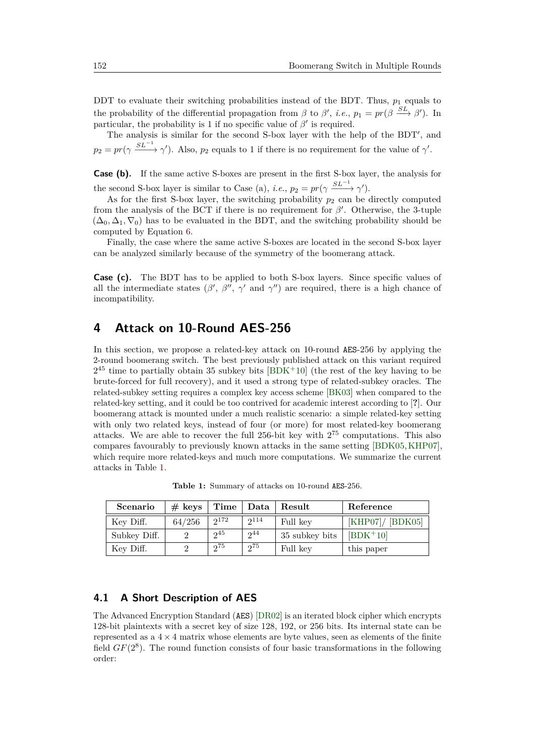DDT to evaluate their switching probabilities instead of the BDT. Thus, $p_1$ equals to the probability of the differential propagation from $\beta$ to $\beta'$, *i.e.*, $p_1 = pr(\beta \xrightarrow{SL} \beta')$. In particular, the probability is 1 if no specific value of $\beta'$ is required.

The analysis is similar for the second S-box layer with the help of the BDT′, and $p_2 = pr(\gamma \xrightarrow{SL^{-1}} \gamma')$. Also, $p_2$ equals to 1 if there is no requirement for the value of $\gamma'$.

**Case (b).** If the same active S-boxes are present in the first S-box layer, the analysis for the second S-box layer is similar to Case (a), *i.e.*, $p_2 = pr(\gamma \xrightarrow{SL^{-1}} \gamma')$.

As for the first S-box layer, the switching probability $p_2$ can be directly computed from the analysis of the BCT if there is no requirement for $\beta'$. Otherwise, the 3-tuple $(\Delta_0, \Delta_1, \nabla_0)$ has to be evaluated in the BDT, and the switching probability should be computed by Equation 6.

Finally, the case where the same active S-boxes are located in the second S-box layer can be analyzed similarly because of the symmetry of the boomerang attack.

**Case (c).** The BDT has to be applied to both S-box layers. Since specific values of all the intermediate states ($\beta'$, $\beta''$, $\gamma'$ and $\gamma''$) are required, there is a high chance of incompatibility.

# 4 Attack on 10-Round AES-256

In this section, we propose a related-key attack on 10-round AES-256 by applying the 2-round boomerang switch. The best previously published attack on this variant required $2^{45}$ time to partially obtain 35 subkey bits [BDK+10] (the rest of the key having to be brute-forced for full recovery), and it used a strong type of related-subkey oracles. The related-subkey setting requires a complex key access scheme [BK03] when compared to the related-key setting, and it could be too contrived for academic interest according to [?]. Our boomerang attack is mounted under a much realistic scenario: a simple related-key setting with only two related keys, instead of four (or more) for most related-key boomerang attacks. We are able to recover the full 256-bit key with $2^{75}$ computations. This also compares favourably to previously known attacks in the same setting [BDK05, KHP07], which require more related-keys and much more computations. We summarize the current attacks in Table 1.

**Table 1:** Summary of attacks on 10-round AES-256.

| Scenario | # keys | Time | Data | Result | Reference |
|---|---|---|---|---|---|
| Key Diff. | 64/256 | $2^{172}$ | $2^{114}$ | Full key | [KHP07]/ [BDK05] |
| Subkey Diff. | 2 | $2^{45}$ | $2^{44}$ | 35 subkey bits | [BDK+10] |
| Key Diff. | 2 | $2^{75}$ | $2^{75}$ | Full key | this paper |

## 4.1 A Short Description of AES

The Advanced Encryption Standard (AES) [DR02] is an iterated block cipher which encrypts 128-bit plaintexts with a secret key of size 128, 192, or 256 bits. Its internal state can be represented as a $4 \times 4$ matrix whose elements are byte values, seen as elements of the finite field $GF(2^8)$. The round function consists of four basic transformations in the following order: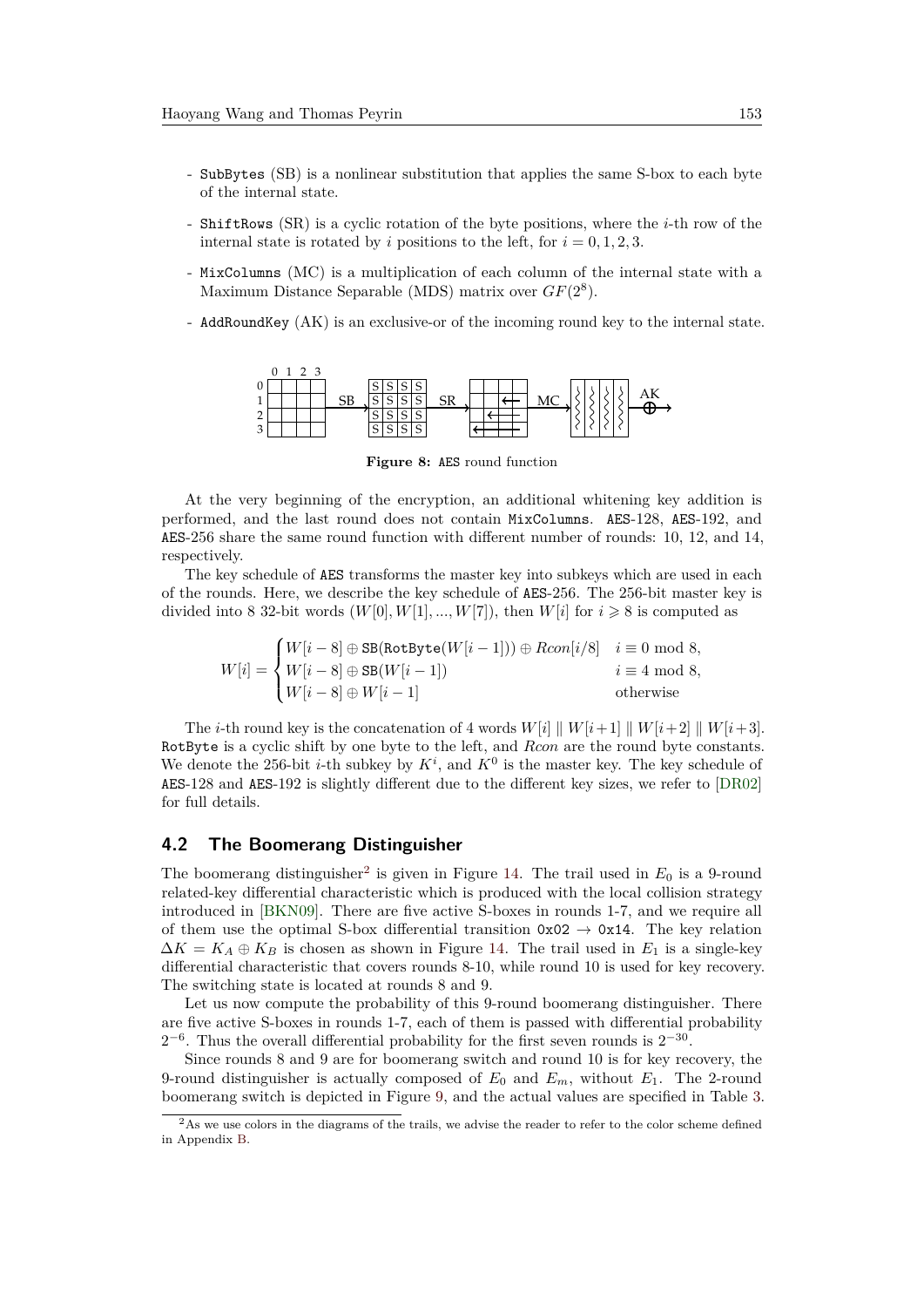- SubBytes (SB) is a nonlinear substitution that applies the same S-box to each byte of the internal state.
- ShiftRows (SR) is a cyclic rotation of the byte positions, where the $i$-th row of the internal state is rotated by $i$ positions to the left, for $i = 0, 1, 2, 3$.
- MixColumns (MC) is a multiplication of each column of the internal state with a Maximum Distance Separable (MDS) matrix over $GF(2^8)$.
- AddRoundKey (AK) is an exclusive-or of the incoming round key to the internal state.

**Figure 8:** AES round function

At the very beginning of the encryption, an additional whitening key addition is performed, and the last round does not contain MixColumns. AES-128, AES-192, and AES-256 share the same round function with different number of rounds: 10, 12, and 14, respectively.

The key schedule of AES transforms the master key into subkeys which are used in each of the rounds. Here, we describe the key schedule of AES-256. The 256-bit master key is divided into 8 32-bit words $(W[0], W[1], ..., W[7])$, then $W[i]$ for $i \geqslant 8$ is computed as

$$W[i] = \begin{cases} W[i-8] \oplus \texttt{SB}(\texttt{RotByte}(W[i-1])) \oplus Rcon[i/8] & i \equiv 0 \bmod 8, \\ W[i-8] \oplus \texttt{SB}(W[i-1]) & i \equiv 4 \bmod 8, \\ W[i-8] \oplus W[i-1] & \text{otherwise} \end{cases}$$

The $i$-th round key is the concatenation of 4 words $W[i] \parallel W[i+1] \parallel W[i+2] \parallel W[i+3]$. RotByte is a cyclic shift by one byte to the left, and $Rcon$ are the round byte constants. We denote the 256-bit $i$-th subkey by $K^i$, and $K^0$ is the master key. The key schedule of AES-128 and AES-192 is slightly different due to the different key sizes, we refer to [DR02] for full details.

## 4.2 The Boomerang Distinguisher

The boomerang distinguisher[2] is given in Figure 14. The trail used in $E_0$ is a 9-round related-key differential characteristic which is produced with the local collision strategy introduced in [BKN09]. There are five active S-boxes in rounds 1-7, and we require all of them use the optimal S-box differential transition 0x02 $\to$ 0x14. The key relation $\Delta K = K_A \oplus K_B$ is chosen as shown in Figure 14. The trail used in $E_1$ is a single-key differential characteristic that covers rounds 8-10, while round 10 is used for key recovery. The switching state is located at rounds 8 and 9.

Let us now compute the probability of this 9-round boomerang distinguisher. There are five active S-boxes in rounds 1-7, each of them is passed with differential probability $2^{-6}$. Thus the overall differential probability for the first seven rounds is $2^{-30}$.

Since rounds 8 and 9 are for boomerang switch and round 10 is for key recovery, the 9-round distinguisher is actually composed of $E_0$ and $E_m$, without $E_1$. The 2-round boomerang switch is depicted in Figure 9, and the actual values are specified in Table 3.

[2] As we use colors in the diagrams of the trails, we advise the reader to refer to the color scheme defined in Appendix B.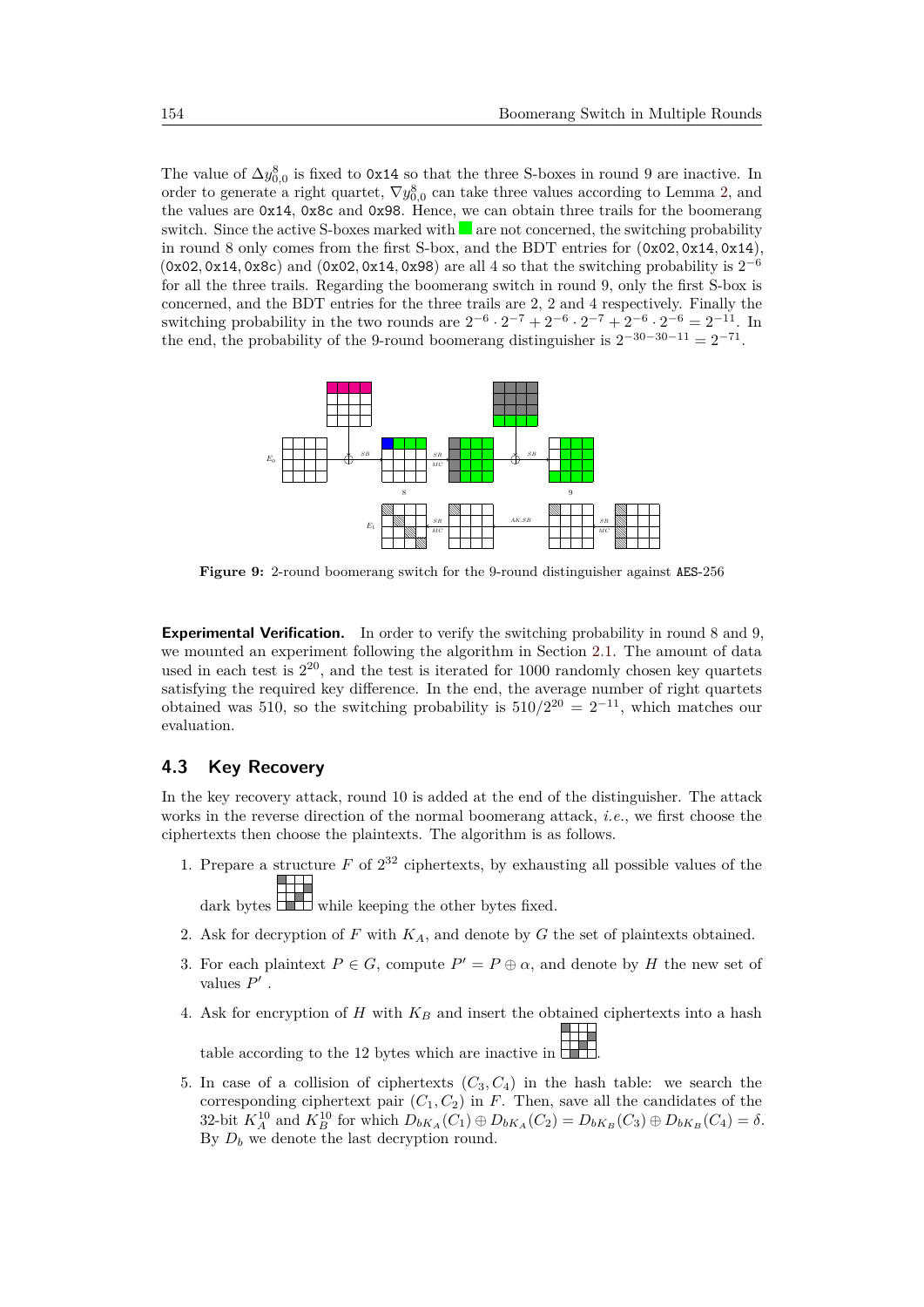The value of $\Delta y^8_{0,0}$ is fixed to `0x14` so that the three S-boxes in round 9 are inactive. In order to generate a right quartet, $\nabla y^8_{0,0}$ can take three values according to Lemma 2, and the values are `0x14`, `0x8c` and `0x98`. Hence, we can obtain three trails for the boomerang switch. Since the active S-boxes marked with ■ are not concerned, the switching probability in round 8 only comes from the first S-box, and the BDT entries for (`0x02`, `0x14`, `0x14`), (`0x02`, `0x14`, `0x8c`) and (`0x02`, `0x14`, `0x98`) are all 4 so that the switching probability is $2^{-6}$ for all the three trails. Regarding the boomerang switch in round 9, only the first S-box is concerned, and the BDT entries for the three trails are 2, 2 and 4 respectively. Finally the switching probability in the two rounds are $2^{-6} \cdot 2^{-7} + 2^{-6} \cdot 2^{-7} + 2^{-6} \cdot 2^{-6} = 2^{-11}$. In the end, the probability of the 9-round boomerang distinguisher is $2^{-30-30-11} = 2^{-71}$.

**Figure 9:** 2-round boomerang switch for the 9-round distinguisher against AES-256

**Experimental Verification.** In order to verify the switching probability in round 8 and 9, we mounted an experiment following the algorithm in Section 2.1. The amount of data used in each test is $2^{20}$, and the test is iterated for 1000 randomly chosen key quartets satisfying the required key difference. In the end, the average number of right quartets obtained was 510, so the switching probability is $510/2^{20} = 2^{-11}$, which matches our evaluation.

### 4.3 Key Recovery

In the key recovery attack, round 10 is added at the end of the distinguisher. The attack works in the reverse direction of the normal boomerang attack, *i.e.*, we first choose the ciphertexts then choose the plaintexts. The algorithm is as follows.

1. Prepare a structure $F$ of $2^{32}$ ciphertexts, by exhausting all possible values of the dark bytes while keeping the other bytes fixed.
2. Ask for decryption of $F$ with $K_A$, and denote by $G$ the set of plaintexts obtained.
3. For each plaintext $P \in G$, compute $P' = P \oplus \alpha$, and denote by $H$ the new set of values $P'$ .
4. Ask for encryption of $H$ with $K_B$ and insert the obtained ciphertexts into a hash table according to the 12 bytes which are inactive in .
5. In case of a collision of ciphertexts $(C_3, C_4)$ in the hash table: we search the corresponding ciphertext pair $(C_1, C_2)$ in $F$. Then, save all the candidates of the 32-bit $K^{10}_A$ and $K^{10}_B$ for which $D_{bK_A}(C_1) \oplus D_{bK_A}(C_2) = D_{bK_B}(C_3) \oplus D_{bK_B}(C_4) = \delta$. By $D_b$ we denote the last decryption round.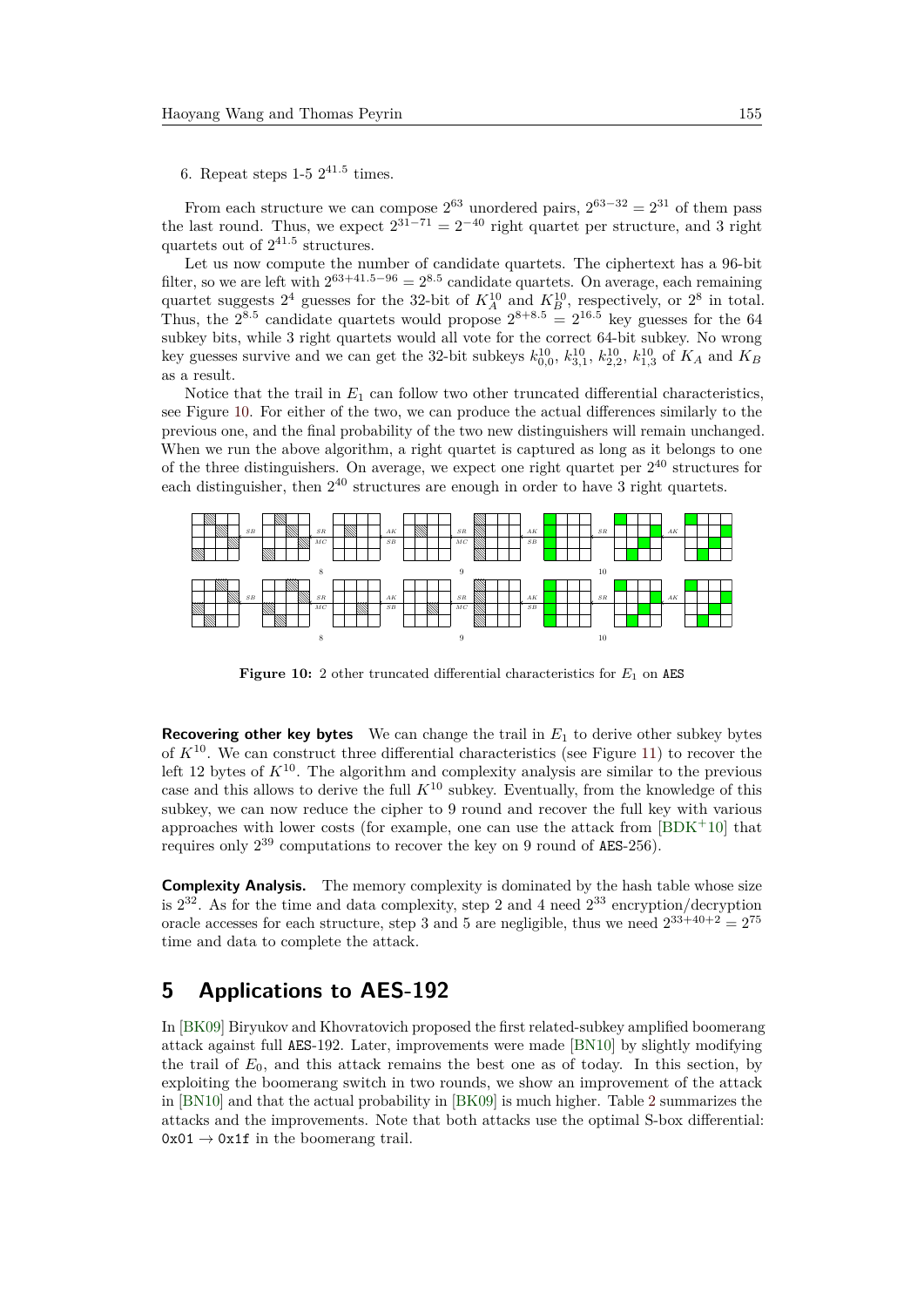6. Repeat steps 1-5 $2^{41.5}$ times.

From each structure we can compose $2^{63}$ unordered pairs, $2^{63-32} = 2^{31}$ of them pass the last round. Thus, we expect $2^{31-71} = 2^{-40}$ right quartet per structure, and 3 right quartets out of $2^{41.5}$ structures.

Let us now compute the number of candidate quartets. The ciphertext has a 96-bit filter, so we are left with $2^{63+41.5-96} = 2^{8.5}$ candidate quartets. On average, each remaining quartet suggests $2^4$ guesses for the 32-bit of $K_A^{10}$ and $K_B^{10}$, respectively, or $2^8$ in total. Thus, the $2^{8.5}$ candidate quartets would propose $2^{8+8.5} = 2^{16.5}$ key guesses for the 64 subkey bits, while 3 right quartets would all vote for the correct 64-bit subkey. No wrong key guesses survive and we can get the 32-bit subkeys $k_{0,0}^{10}$, $k_{3,1}^{10}$, $k_{2,2}^{10}$, $k_{1,3}^{10}$ of $K_A$ and $K_B$ as a result.

Notice that the trail in $E_1$ can follow two other truncated differential characteristics, see Figure 10. For either of the two, we can produce the actual differences similarly to the previous one, and the final probability of the two new distinguishers will remain unchanged. When we run the above algorithm, a right quartet is captured as long as it belongs to one of the three distinguishers. On average, we expect one right quartet per $2^{40}$ structures for each distinguisher, then $2^{40}$ structures are enough in order to have 3 right quartets.

**Figure 10:** 2 other truncated differential characteristics for $E_1$ on AES

**Recovering other key bytes** We can change the trail in $E_1$ to derive other subkey bytes of $K^{10}$. We can construct three differential characteristics (see Figure 11) to recover the left 12 bytes of $K^{10}$. The algorithm and complexity analysis are similar to the previous case and this allows to derive the full $K^{10}$ subkey. Eventually, from the knowledge of this subkey, we can now reduce the cipher to 9 round and recover the full key with various approaches with lower costs (for example, one can use the attack from [BDK+10] that requires only $2^{39}$ computations to recover the key on 9 round of AES-256).

**Complexity Analysis.** The memory complexity is dominated by the hash table whose size is $2^{32}$. As for the time and data complexity, step 2 and 4 need $2^{33}$ encryption/decryption oracle accesses for each structure, step 3 and 5 are negligible, thus we need $2^{33+40+2} = 2^{75}$ time and data to complete the attack.

## 5 Applications to AES-192

In [BK09] Biryukov and Khovratovich proposed the first related-subkey amplified boomerang attack against full AES-192. Later, improvements were made [BN10] by slightly modifying the trail of $E_0$, and this attack remains the best one as of today. In this section, by exploiting the boomerang switch in two rounds, we show an improvement of the attack in [BN10] and that the actual probability in [BK09] is much higher. Table 2 summarizes the attacks and the improvements. Note that both attacks use the optimal S-box differential: `0x01` $\rightarrow$ `0x1f` in the boomerang trail.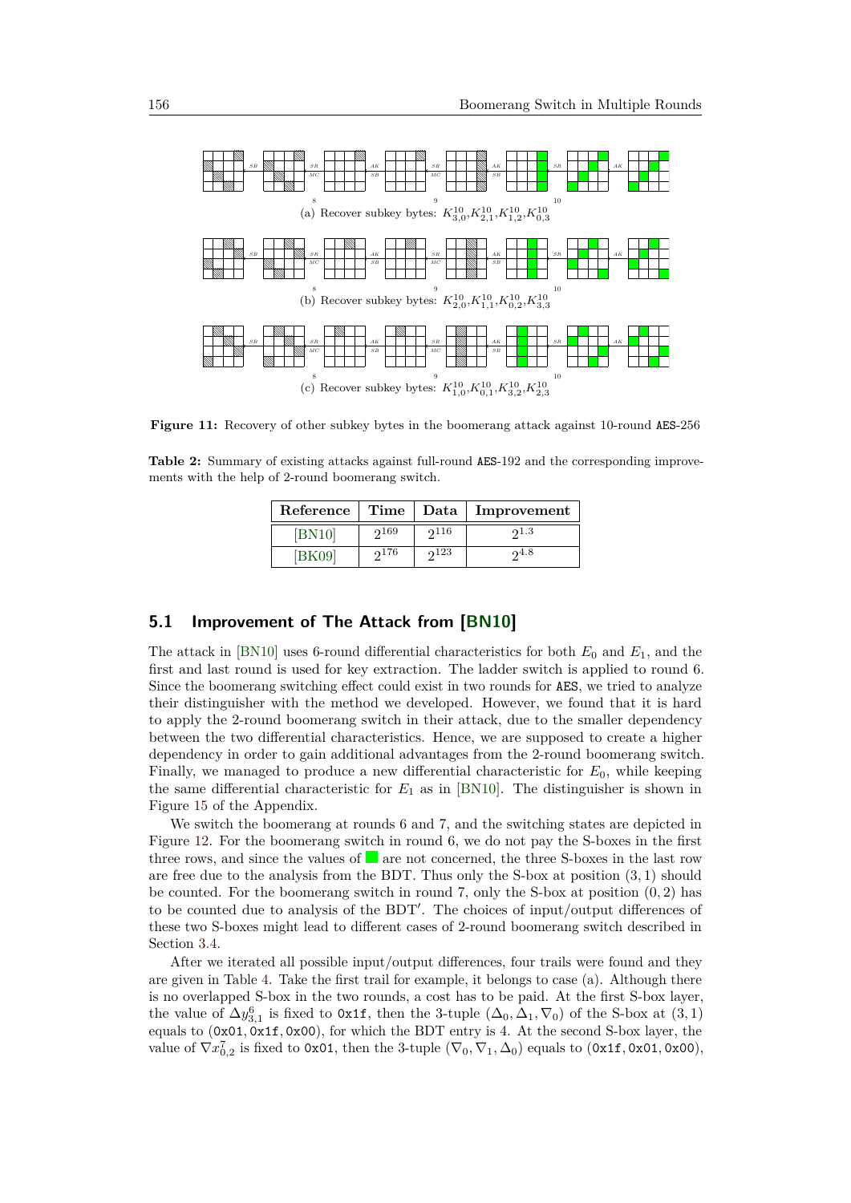(a) Recover subkey bytes: $K^{10}_{3,0}$,$K^{10}_{2,1}$,$K^{10}_{1,2}$,$K^{10}_{0,3}$

(b) Recover subkey bytes: $K^{10}_{2,0}$,$K^{10}_{1,1}$,$K^{10}_{0,2}$,$K^{10}_{3,3}$

(c) Recover subkey bytes: $K^{10}_{1,0}$,$K^{10}_{0,1}$,$K^{10}_{3,2}$,$K^{10}_{2,3}$

**Figure 11:** Recovery of other subkey bytes in the boomerang attack against 10-round AES-256

**Table 2:** Summary of existing attacks against full-round AES-192 and the corresponding improvements with the help of 2-round boomerang switch.

| Reference | Time | Data | Improvement |
|---|---|---|---|
| [BN10] | $2^{169}$ | $2^{116}$ | $2^{1.3}$ |
| [BK09] | $2^{176}$ | $2^{123}$ | $2^{4.8}$ |

## 5.1 Improvement of The Attack from [BN10]

The attack in [BN10] uses 6-round differential characteristics for both $E_0$ and $E_1$, and the first and last round is used for key extraction. The ladder switch is applied to round 6. Since the boomerang switching effect could exist in two rounds for AES, we tried to analyze their distinguisher with the method we developed. However, we found that it is hard to apply the 2-round boomerang switch in their attack, due to the smaller dependency between the two differential characteristics. Hence, we are supposed to create a higher dependency in order to gain additional advantages from the 2-round boomerang switch. Finally, we managed to produce a new differential characteristic for $E_0$, while keeping the same differential characteristic for $E_1$ as in [BN10]. The distinguisher is shown in Figure 15 of the Appendix.

We switch the boomerang at rounds 6 and 7, and the switching states are depicted in Figure 12. For the boomerang switch in round 6, we do not pay the S-boxes in the first three rows, and since the values of ■ are not concerned, the three S-boxes in the last row are free due to the analysis from the BDT. Thus only the S-box at position $(3,1)$ should be counted. For the boomerang switch in round 7, only the S-box at position $(0,2)$ has to be counted due to analysis of the BDT′. The choices of input/output differences of these two S-boxes might lead to different cases of 2-round boomerang switch described in Section 3.4.

After we iterated all possible input/output differences, four trails were found and they are given in Table 4. Take the first trail for example, it belongs to case (a). Although there is no overlapped S-box in the two rounds, a cost has to be paid. At the first S-box layer, the value of $\Delta y^6_{3,1}$ is fixed to `0x1f`, then the 3-tuple $(\Delta_0, \Delta_1, \nabla_0)$ of the S-box at $(3,1)$ equals to $($`0x01`$,$`0x1f`$,$`0x00`$)$, for which the BDT entry is 4. At the second S-box layer, the value of $\nabla x^7_{0,2}$ is fixed to `0x01`, then the 3-tuple $(\nabla_0, \nabla_1, \Delta_0)$ equals to $($`0x1f`$,$`0x01`$,$`0x00`$)$,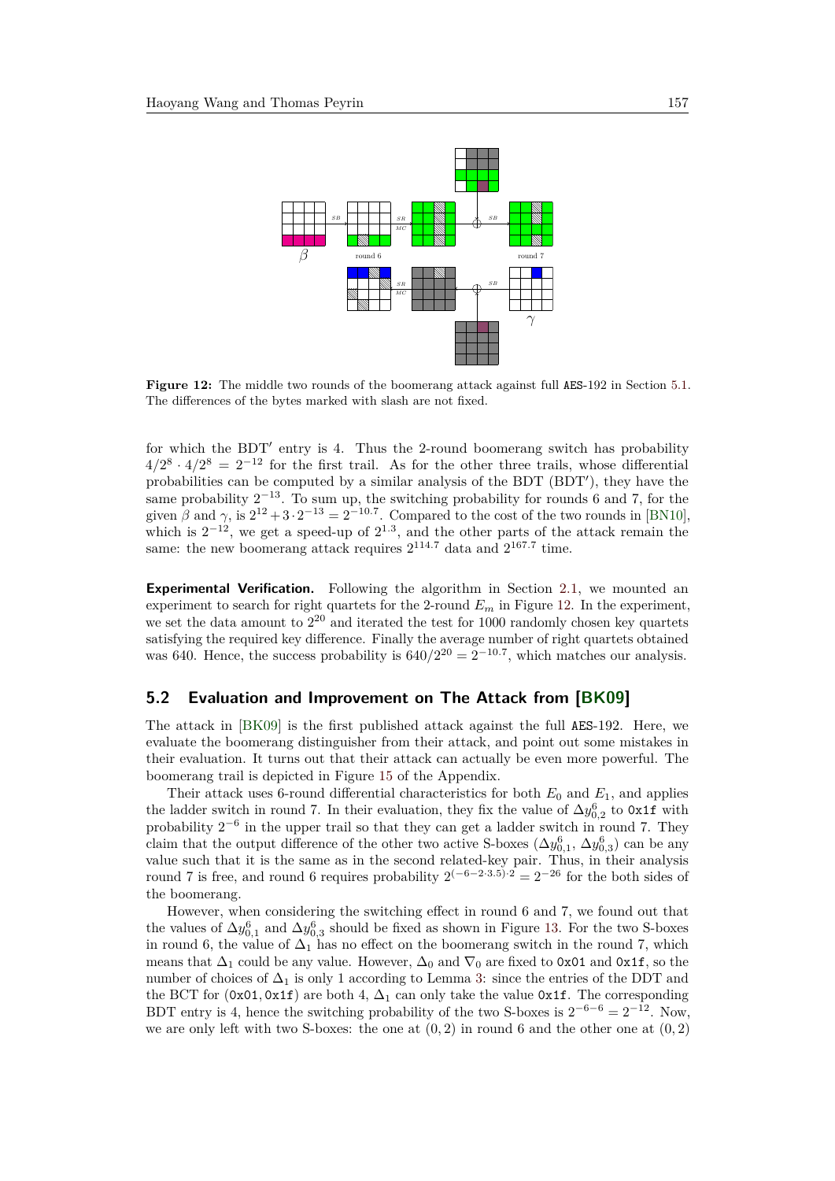Figure 12: The middle two rounds of the boomerang attack against full AES-192 in Section 5.1. The differences of the bytes marked with slash are not fixed.

for which the BDT′ entry is 4. Thus the 2-round boomerang switch has probability $4/2^8 \cdot 4/2^8 = 2^{-12}$ for the first trail. As for the other three trails, whose differential probabilities can be computed by a similar analysis of the BDT (BDT′), they have the same probability $2^{-13}$. To sum up, the switching probability for rounds 6 and 7, for the given $\beta$ and $\gamma$, is $2^{12} + 3 \cdot 2^{-13} = 2^{-10.7}$. Compared to the cost of the two rounds in [BN10], which is $2^{-12}$, we get a speed-up of $2^{1.3}$, and the other parts of the attack remain the same: the new boomerang attack requires $2^{114.7}$ data and $2^{167.7}$ time.

**Experimental Verification.** Following the algorithm in Section 2.1, we mounted an experiment to search for right quartets for the 2-round $E_m$ in Figure 12. In the experiment, we set the data amount to $2^{20}$ and iterated the test for 1000 randomly chosen key quartets satisfying the required key difference. Finally the average number of right quartets obtained was 640. Hence, the success probability is $640/2^{20} = 2^{-10.7}$, which matches our analysis.

## 5.2 Evaluation and Improvement on The Attack from [BK09]

The attack in [BK09] is the first published attack against the full AES-192. Here, we evaluate the boomerang distinguisher from their attack, and point out some mistakes in their evaluation. It turns out that their attack can actually be even more powerful. The boomerang trail is depicted in Figure 15 of the Appendix.

Their attack uses 6-round differential characteristics for both $E_0$ and $E_1$, and applies the ladder switch in round 7. In their evaluation, they fix the value of $\Delta y^6_{0,2}$ to 0x1f with probability $2^{-6}$ in the upper trail so that they can get a ladder switch in round 7. They claim that the output difference of the other two active S-boxes ($\Delta y^6_{0,1}$, $\Delta y^6_{0,3}$) can be any value such that it is the same as in the second related-key pair. Thus, in their analysis round 7 is free, and round 6 requires probability $2^{(-6-2\cdot 3.5)\cdot 2} = 2^{-26}$ for the both sides of the boomerang.

However, when considering the switching effect in round 6 and 7, we found out that the values of $\Delta y^6_{0,1}$ and $\Delta y^6_{0,3}$ should be fixed as shown in Figure 13. For the two S-boxes in round 6, the value of $\Delta_1$ has no effect on the boomerang switch in the round 7, which means that $\Delta_1$ could be any value. However, $\Delta_0$ and $\nabla_0$ are fixed to 0x01 and 0x1f, so the number of choices of $\Delta_1$ is only 1 according to Lemma 3: since the entries of the DDT and the BCT for (0x01, 0x1f) are both 4, $\Delta_1$ can only take the value 0x1f. The corresponding BDT entry is 4, hence the switching probability of the two S-boxes is $2^{-6-6} = 2^{-12}$. Now, we are only left with two S-boxes: the one at $(0,2)$ in round 6 and the other one at $(0,2)$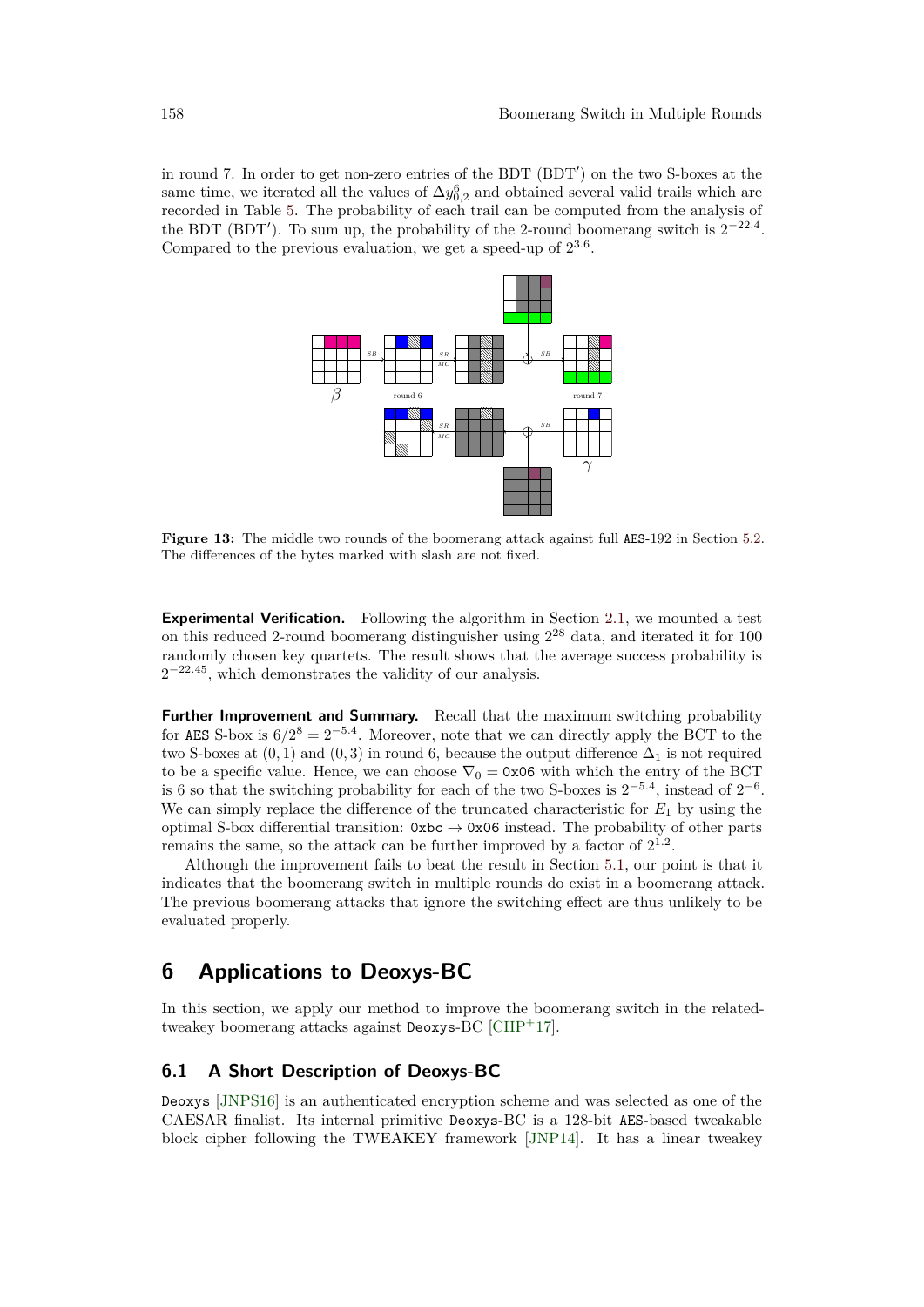in round 7. In order to get non-zero entries of the BDT (BDT′) on the two S-boxes at the same time, we iterated all the values of $\Delta y^6_{0,2}$ and obtained several valid trails which are recorded in Table 5. The probability of each trail can be computed from the analysis of the BDT (BDT′). To sum up, the probability of the 2-round boomerang switch is $2^{-22.4}$. Compared to the previous evaluation, we get a speed-up of $2^{3.6}$.

**Figure 13:** The middle two rounds of the boomerang attack against full AES-192 in Section 5.2. The differences of the bytes marked with slash are not fixed.

**Experimental Verification.** Following the algorithm in Section 2.1, we mounted a test on this reduced 2-round boomerang distinguisher using $2^{28}$ data, and iterated it for 100 randomly chosen key quartets. The result shows that the average success probability is $2^{-22.45}$, which demonstrates the validity of our analysis.

**Further Improvement and Summary.** Recall that the maximum switching probability for AES S-box is $6/2^8 = 2^{-5.4}$. Moreover, note that we can directly apply the BCT to the two S-boxes at $(0,1)$ and $(0,3)$ in round 6, because the output difference $\Delta_1$ is not required to be a specific value. Hence, we can choose $\nabla_0 =$ 0x06 with which the entry of the BCT is 6 so that the switching probability for each of the two S-boxes is $2^{-5.4}$, instead of $2^{-6}$. We can simply replace the difference of the truncated characteristic for $E_1$ by using the optimal S-box differential transition: 0xbc $\rightarrow$ 0x06 instead. The probability of other parts remains the same, so the attack can be further improved by a factor of $2^{1.2}$.

Although the improvement fails to beat the result in Section 5.1, our point is that it indicates that the boomerang switch in multiple rounds do exist in a boomerang attack. The previous boomerang attacks that ignore the switching effect are thus unlikely to be evaluated properly.

# 6 Applications to Deoxys-BC

In this section, we apply our method to improve the boomerang switch in the related-tweakey boomerang attacks against Deoxys-BC [CHP+17].

## 6.1 A Short Description of Deoxys-BC

Deoxys [JNPS16] is an authenticated encryption scheme and was selected as one of the CAESAR finalist. Its internal primitive Deoxys-BC is a 128-bit AES-based tweakable block cipher following the TWEAKEY framework [JNP14]. It has a linear tweakey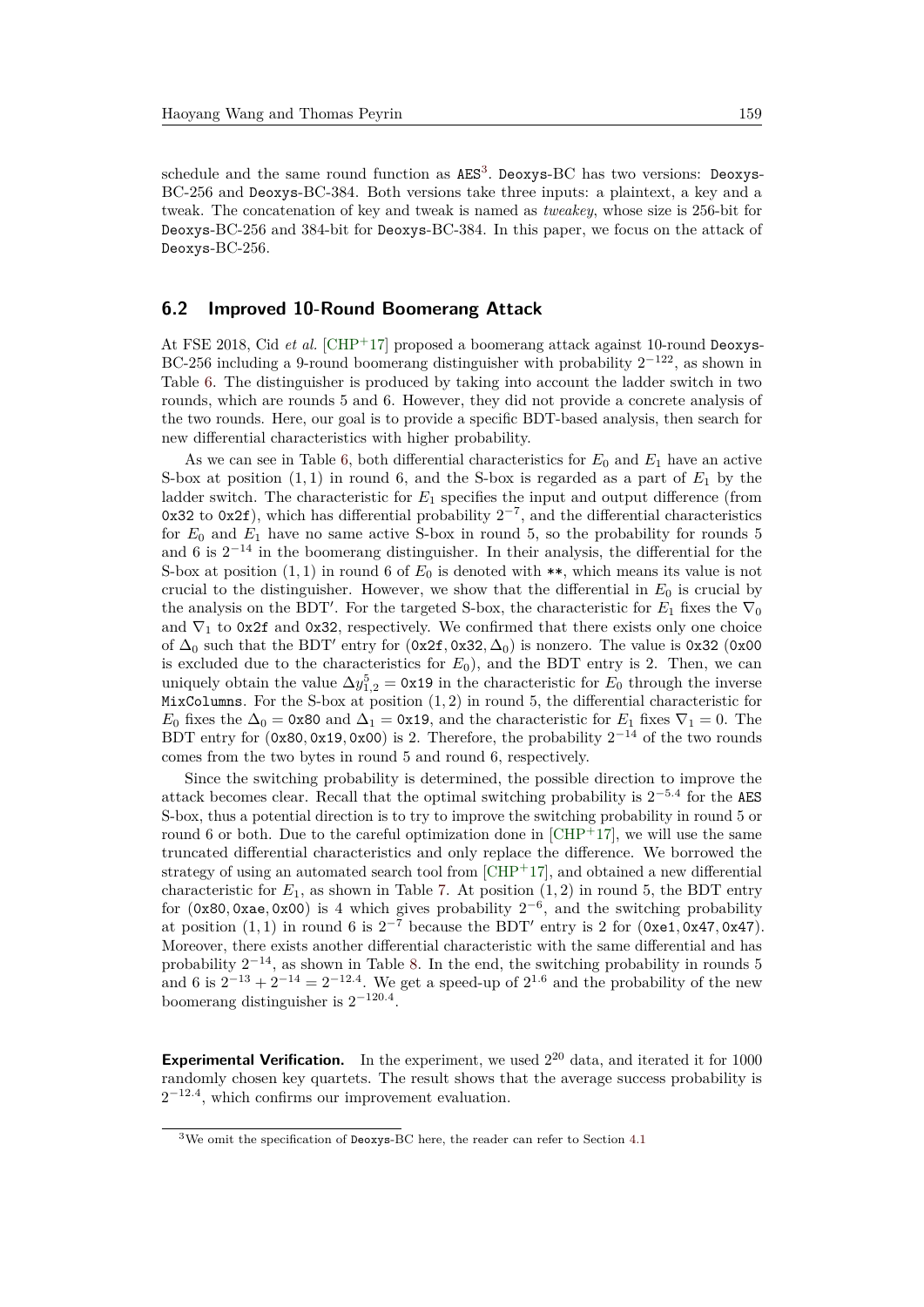schedule and the same round function as AES[3]. Deoxys-BC has two versions: Deoxys-BC-256 and Deoxys-BC-384. Both versions take three inputs: a plaintext, a key and a tweak. The concatenation of key and tweak is named as *tweakey*, whose size is 256-bit for Deoxys-BC-256 and 384-bit for Deoxys-BC-384. In this paper, we focus on the attack of Deoxys-BC-256.

### 6.2 Improved 10-Round Boomerang Attack

At FSE 2018, Cid *et al.* [CHP+17] proposed a boomerang attack against 10-round Deoxys-BC-256 including a 9-round boomerang distinguisher with probability $2^{-122}$, as shown in Table 6. The distinguisher is produced by taking into account the ladder switch in two rounds, which are rounds 5 and 6. However, they did not provide a concrete analysis of the two rounds. Here, our goal is to provide a specific BDT-based analysis, then search for new differential characteristics with higher probability.

As we can see in Table 6, both differential characteristics for $E_0$ and $E_1$ have an active S-box at position $(1,1)$ in round 6, and the S-box is regarded as a part of $E_1$ by the ladder switch. The characteristic for $E_1$ specifies the input and output difference (from 0x32 to 0x2f), which has differential probability $2^{-7}$, and the differential characteristics for $E_0$ and $E_1$ have no same active S-box in round 5, so the probability for rounds 5 and 6 is $2^{-14}$ in the boomerang distinguisher. In their analysis, the differential for the S-box at position $(1,1)$ in round 6 of $E_0$ is denoted with **, which means its value is not crucial to the distinguisher. However, we show that the differential in $E_0$ is crucial by the analysis on the BDT′. For the targeted S-box, the characteristic for $E_1$ fixes the $\nabla_0$ and $\nabla_1$ to 0x2f and 0x32, respectively. We confirmed that there exists only one choice of $\Delta_0$ such that the BDT′ entry for $(\texttt{0x2f}, \texttt{0x32}, \Delta_0)$ is nonzero. The value is 0x32 (0x00 is excluded due to the characteristics for $E_0$), and the BDT entry is 2. Then, we can uniquely obtain the value $\Delta y^5_{1,2} = \texttt{0x19}$ in the characteristic for $E_0$ through the inverse MixColumns. For the S-box at position $(1,2)$ in round 5, the differential characteristic for $E_0$ fixes the $\Delta_0 = \texttt{0x80}$ and $\Delta_1 = \texttt{0x19}$, and the characteristic for $E_1$ fixes $\nabla_1 = 0$. The BDT entry for $(\texttt{0x80}, \texttt{0x19}, \texttt{0x00})$ is 2. Therefore, the probability $2^{-14}$ of the two rounds comes from the two bytes in round 5 and round 6, respectively.

Since the switching probability is determined, the possible direction to improve the attack becomes clear. Recall that the optimal switching probability is $2^{-5.4}$ for the AES S-box, thus a potential direction is to try to improve the switching probability in round 5 or round 6 or both. Due to the careful optimization done in [CHP+17], we will use the same truncated differential characteristics and only replace the difference. We borrowed the strategy of using an automated search tool from [CHP+17], and obtained a new differential characteristic for $E_1$, as shown in Table 7. At position $(1,2)$ in round 5, the BDT entry for $(\texttt{0x80}, \texttt{0xae}, \texttt{0x00})$ is 4 which gives probability $2^{-6}$, and the switching probability at position $(1,1)$ in round 6 is $2^{-7}$ because the BDT′ entry is 2 for $(\texttt{0xe1}, \texttt{0x47}, \texttt{0x47})$. Moreover, there exists another differential characteristic with the same differential and has probability $2^{-14}$, as shown in Table 8. In the end, the switching probability in rounds 5 and 6 is $2^{-13} + 2^{-14} = 2^{-12.4}$. We get a speed-up of $2^{1.6}$ and the probability of the new boomerang distinguisher is $2^{-120.4}$.

**Experimental Verification.** In the experiment, we used $2^{20}$ data, and iterated it for 1000 randomly chosen key quartets. The result shows that the average success probability is $2^{-12.4}$, which confirms our improvement evaluation.

[3] We omit the specification of Deoxys-BC here, the reader can refer to Section 4.1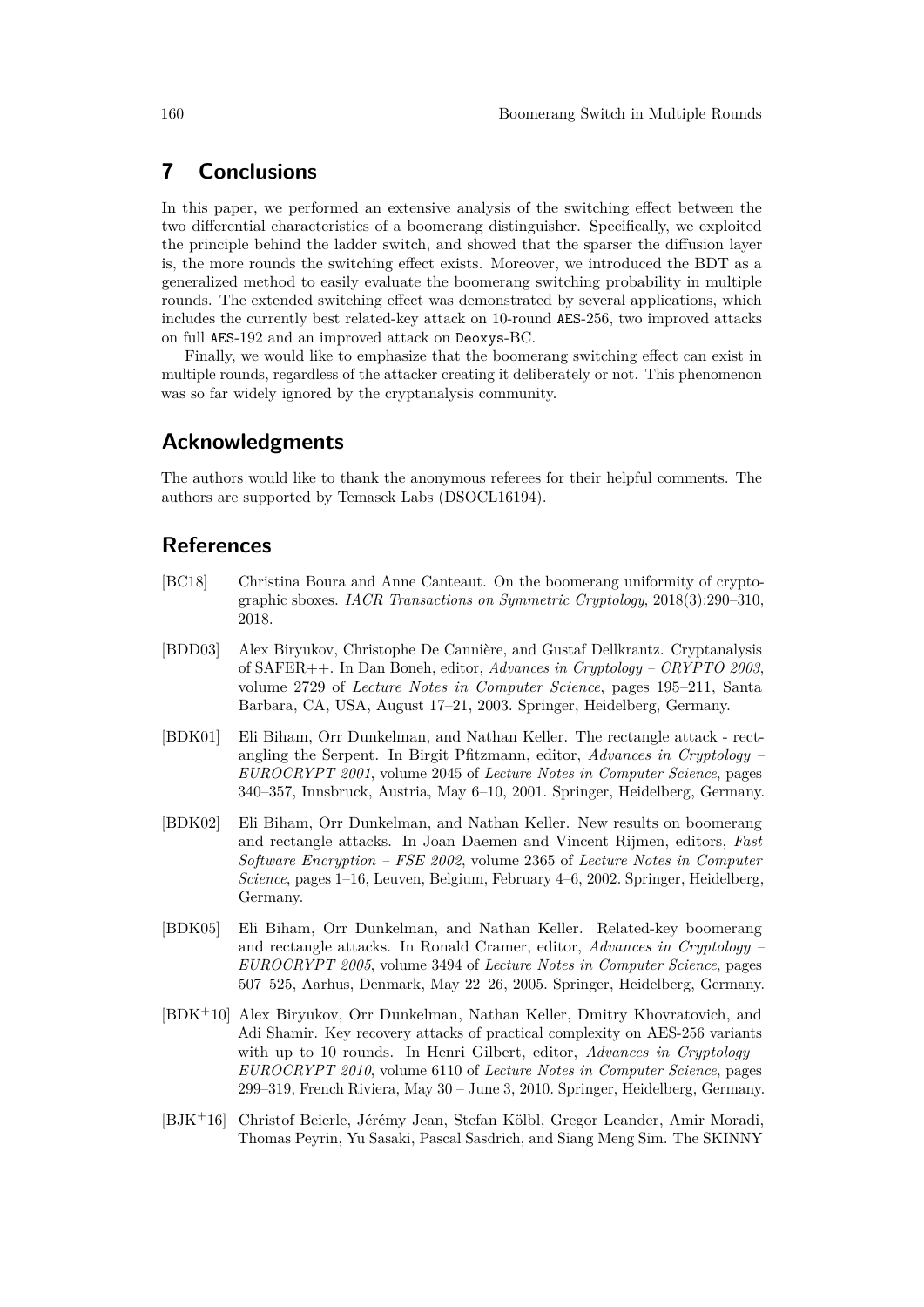## 7 Conclusions

In this paper, we performed an extensive analysis of the switching effect between the two differential characteristics of a boomerang distinguisher. Specifically, we exploited the principle behind the ladder switch, and showed that the sparser the diffusion layer is, the more rounds the switching effect exists. Moreover, we introduced the BDT as a generalized method to easily evaluate the boomerang switching probability in multiple rounds. The extended switching effect was demonstrated by several applications, which includes the currently best related-key attack on 10-round AES-256, two improved attacks on full AES-192 and an improved attack on Deoxys-BC.

Finally, we would like to emphasize that the boomerang switching effect can exist in multiple rounds, regardless of the attacker creating it deliberately or not. This phenomenon was so far widely ignored by the cryptanalysis community.

## Acknowledgments

The authors would like to thank the anonymous referees for their helpful comments. The authors are supported by Temasek Labs (DSOCL16194).

## References

[BC18] Christina Boura and Anne Canteaut. On the boomerang uniformity of cryptographic sboxes. *IACR Transactions on Symmetric Cryptology*, 2018(3):290–310, 2018.

[BDD03] Alex Biryukov, Christophe De Cannière, and Gustaf Dellkrantz. Cryptanalysis of SAFER++. In Dan Boneh, editor, *Advances in Cryptology – CRYPTO 2003*, volume 2729 of *Lecture Notes in Computer Science*, pages 195–211, Santa Barbara, CA, USA, August 17–21, 2003. Springer, Heidelberg, Germany.

[BDK01] Eli Biham, Orr Dunkelman, and Nathan Keller. The rectangle attack - rectangling the Serpent. In Birgit Pfitzmann, editor, *Advances in Cryptology – EUROCRYPT 2001*, volume 2045 of *Lecture Notes in Computer Science*, pages 340–357, Innsbruck, Austria, May 6–10, 2001. Springer, Heidelberg, Germany.

[BDK02] Eli Biham, Orr Dunkelman, and Nathan Keller. New results on boomerang and rectangle attacks. In Joan Daemen and Vincent Rijmen, editors, *Fast Software Encryption – FSE 2002*, volume 2365 of *Lecture Notes in Computer Science*, pages 1–16, Leuven, Belgium, February 4–6, 2002. Springer, Heidelberg, Germany.

[BDK05] Eli Biham, Orr Dunkelman, and Nathan Keller. Related-key boomerang and rectangle attacks. In Ronald Cramer, editor, *Advances in Cryptology – EUROCRYPT 2005*, volume 3494 of *Lecture Notes in Computer Science*, pages 507–525, Aarhus, Denmark, May 22–26, 2005. Springer, Heidelberg, Germany.

[BDK+10] Alex Biryukov, Orr Dunkelman, Nathan Keller, Dmitry Khovratovich, and Adi Shamir. Key recovery attacks of practical complexity on AES-256 variants with up to 10 rounds. In Henri Gilbert, editor, *Advances in Cryptology – EUROCRYPT 2010*, volume 6110 of *Lecture Notes in Computer Science*, pages 299–319, French Riviera, May 30 – June 3, 2010. Springer, Heidelberg, Germany.

[BJK+16] Christof Beierle, Jérémy Jean, Stefan Kölbl, Gregor Leander, Amir Moradi, Thomas Peyrin, Yu Sasaki, Pascal Sasdrich, and Siang Meng Sim. The SKINNY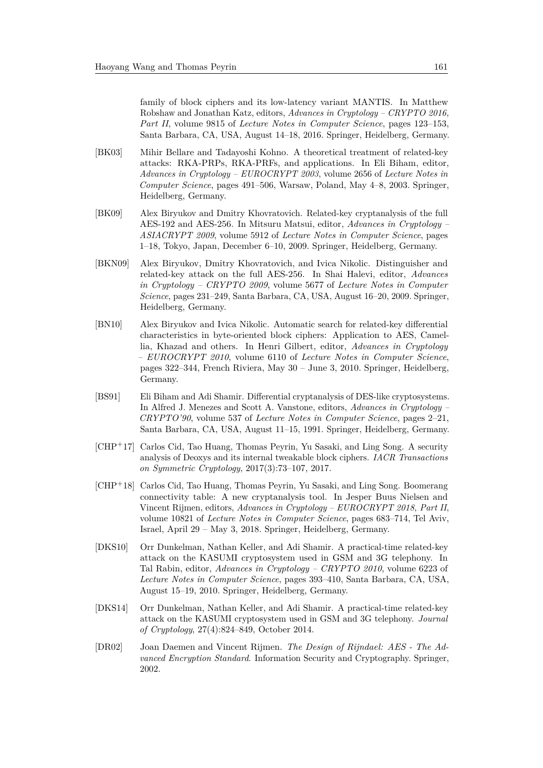family of block ciphers and its low-latency variant MANTIS. In Matthew Robshaw and Jonathan Katz, editors, *Advances in Cryptology – CRYPTO 2016, Part II*, volume 9815 of *Lecture Notes in Computer Science*, pages 123–153, Santa Barbara, CA, USA, August 14–18, 2016. Springer, Heidelberg, Germany.

[BK03] Mihir Bellare and Tadayoshi Kohno. A theoretical treatment of related-key attacks: RKA-PRPs, RKA-PRFs, and applications. In Eli Biham, editor, *Advances in Cryptology – EUROCRYPT 2003*, volume 2656 of *Lecture Notes in Computer Science*, pages 491–506, Warsaw, Poland, May 4–8, 2003. Springer, Heidelberg, Germany.

[BK09] Alex Biryukov and Dmitry Khovratovich. Related-key cryptanalysis of the full AES-192 and AES-256. In Mitsuru Matsui, editor, *Advances in Cryptology – ASIACRYPT 2009*, volume 5912 of *Lecture Notes in Computer Science*, pages 1–18, Tokyo, Japan, December 6–10, 2009. Springer, Heidelberg, Germany.

[BKN09] Alex Biryukov, Dmitry Khovratovich, and Ivica Nikolic. Distinguisher and related-key attack on the full AES-256. In Shai Halevi, editor, *Advances in Cryptology – CRYPTO 2009*, volume 5677 of *Lecture Notes in Computer Science*, pages 231–249, Santa Barbara, CA, USA, August 16–20, 2009. Springer, Heidelberg, Germany.

[BN10] Alex Biryukov and Ivica Nikolic. Automatic search for related-key differential characteristics in byte-oriented block ciphers: Application to AES, Camellia, Khazad and others. In Henri Gilbert, editor, *Advances in Cryptology – EUROCRYPT 2010*, volume 6110 of *Lecture Notes in Computer Science*, pages 322–344, French Riviera, May 30 – June 3, 2010. Springer, Heidelberg, Germany.

[BS91] Eli Biham and Adi Shamir. Differential cryptanalysis of DES-like cryptosystems. In Alfred J. Menezes and Scott A. Vanstone, editors, *Advances in Cryptology – CRYPTO'90*, volume 537 of *Lecture Notes in Computer Science*, pages 2–21, Santa Barbara, CA, USA, August 11–15, 1991. Springer, Heidelberg, Germany.

[CHP+17] Carlos Cid, Tao Huang, Thomas Peyrin, Yu Sasaki, and Ling Song. A security analysis of Deoxys and its internal tweakable block ciphers. *IACR Transactions on Symmetric Cryptology*, 2017(3):73–107, 2017.

[CHP+18] Carlos Cid, Tao Huang, Thomas Peyrin, Yu Sasaki, and Ling Song. Boomerang connectivity table: A new cryptanalysis tool. In Jesper Buus Nielsen and Vincent Rijmen, editors, *Advances in Cryptology – EUROCRYPT 2018, Part II*, volume 10821 of *Lecture Notes in Computer Science*, pages 683–714, Tel Aviv, Israel, April 29 – May 3, 2018. Springer, Heidelberg, Germany.

[DKS10] Orr Dunkelman, Nathan Keller, and Adi Shamir. A practical-time related-key attack on the KASUMI cryptosystem used in GSM and 3G telephony. In Tal Rabin, editor, *Advances in Cryptology – CRYPTO 2010*, volume 6223 of *Lecture Notes in Computer Science*, pages 393–410, Santa Barbara, CA, USA, August 15–19, 2010. Springer, Heidelberg, Germany.

[DKS14] Orr Dunkelman, Nathan Keller, and Adi Shamir. A practical-time related-key attack on the KASUMI cryptosystem used in GSM and 3G telephony. *Journal of Cryptology*, 27(4):824–849, October 2014.

[DR02] Joan Daemen and Vincent Rijmen. *The Design of Rijndael: AES - The Advanced Encryption Standard*. Information Security and Cryptography. Springer, 2002.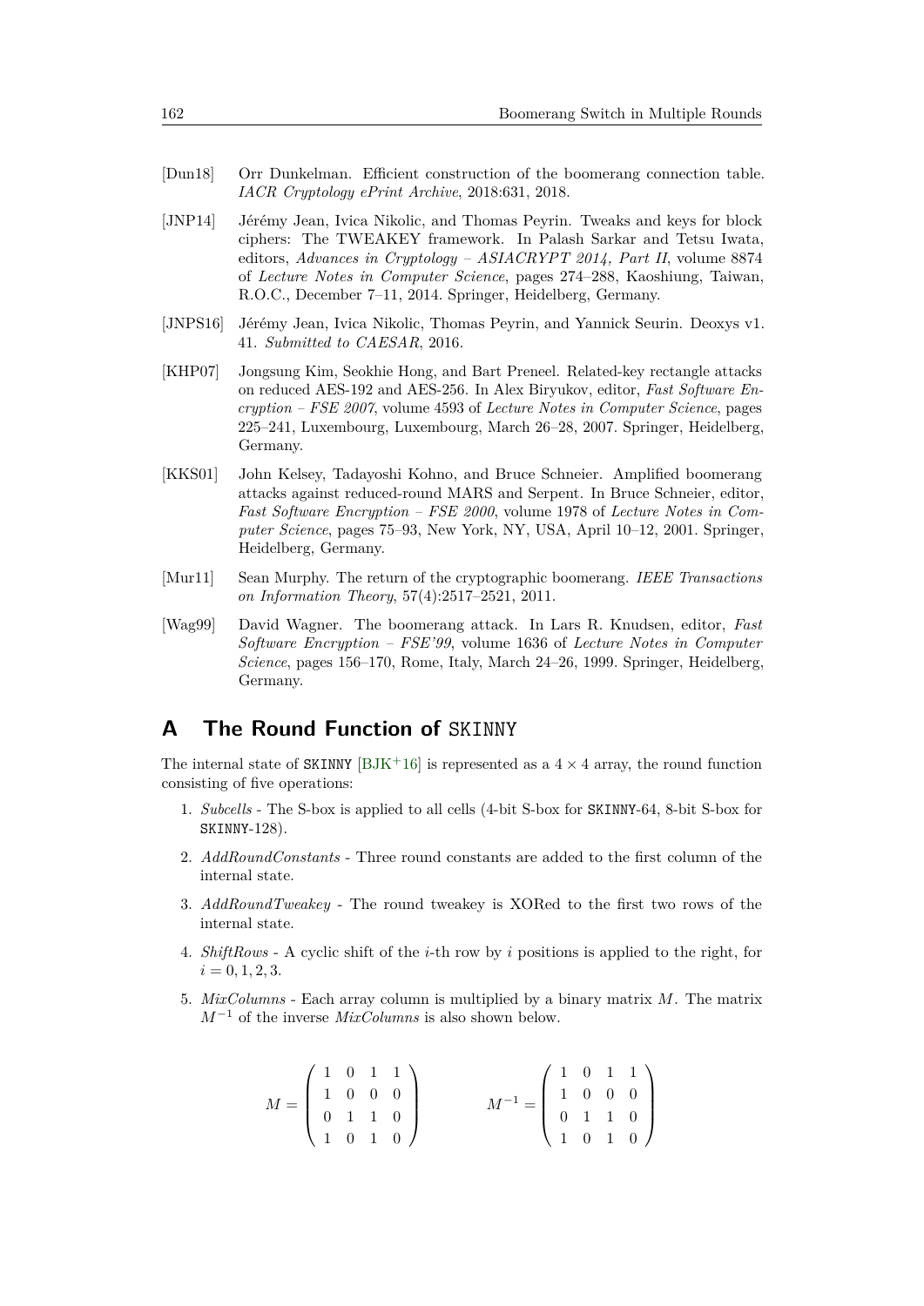[Dun18] Orr Dunkelman. Efficient construction of the boomerang connection table. *IACR Cryptology ePrint Archive*, 2018:631, 2018.

[JNP14] Jérémy Jean, Ivica Nikolic, and Thomas Peyrin. Tweaks and keys for block ciphers: The TWEAKEY framework. In Palash Sarkar and Tetsu Iwata, editors, *Advances in Cryptology – ASIACRYPT 2014, Part II*, volume 8874 of *Lecture Notes in Computer Science*, pages 274–288, Kaoshiung, Taiwan, R.O.C., December 7–11, 2014. Springer, Heidelberg, Germany.

[JNPS16] Jérémy Jean, Ivica Nikolic, Thomas Peyrin, and Yannick Seurin. Deoxys v1. 41. *Submitted to CAESAR*, 2016.

[KHP07] Jongsung Kim, Seokhie Hong, and Bart Preneel. Related-key rectangle attacks on reduced AES-192 and AES-256. In Alex Biryukov, editor, *Fast Software Encryption – FSE 2007*, volume 4593 of *Lecture Notes in Computer Science*, pages 225–241, Luxembourg, Luxembourg, March 26–28, 2007. Springer, Heidelberg, Germany.

[KKS01] John Kelsey, Tadayoshi Kohno, and Bruce Schneier. Amplified boomerang attacks against reduced-round MARS and Serpent. In Bruce Schneier, editor, *Fast Software Encryption – FSE 2000*, volume 1978 of *Lecture Notes in Computer Science*, pages 75–93, New York, NY, USA, April 10–12, 2001. Springer, Heidelberg, Germany.

[Mur11] Sean Murphy. The return of the cryptographic boomerang. *IEEE Transactions on Information Theory*, 57(4):2517–2521, 2011.

[Wag99] David Wagner. The boomerang attack. In Lars R. Knudsen, editor, *Fast Software Encryption – FSE'99*, volume 1636 of *Lecture Notes in Computer Science*, pages 156–170, Rome, Italy, March 24–26, 1999. Springer, Heidelberg, Germany.

# A The Round Function of SKINNY

The internal state of SKINNY [BJK+16] is represented as a $4 \times 4$ array, the round function consisting of five operations:

1. *Subcells* - The S-box is applied to all cells (4-bit S-box for SKINNY-64, 8-bit S-box for SKINNY-128).
2. *AddRoundConstants* - Three round constants are added to the first column of the internal state.
3. *AddRoundTweakey* - The round tweakey is XORed to the first two rows of the internal state.
4. *ShiftRows* - A cyclic shift of the $i$-th row by $i$ positions is applied to the right, for $i = 0, 1, 2, 3$.
5. *MixColumns* - Each array column is multiplied by a binary matrix $M$. The matrix $M^{-1}$ of the inverse *MixColumns* is also shown below.

$$M = \begin{pmatrix} 1 & 0 & 1 & 1 \\ 1 & 0 & 0 & 0 \\ 0 & 1 & 1 & 0 \\ 1 & 0 & 1 & 0 \end{pmatrix} \qquad M^{-1} = \begin{pmatrix} 1 & 0 & 1 & 1 \\ 1 & 0 & 0 & 0 \\ 0 & 1 & 1 & 0 \\ 1 & 0 & 1 & 0 \end{pmatrix}$$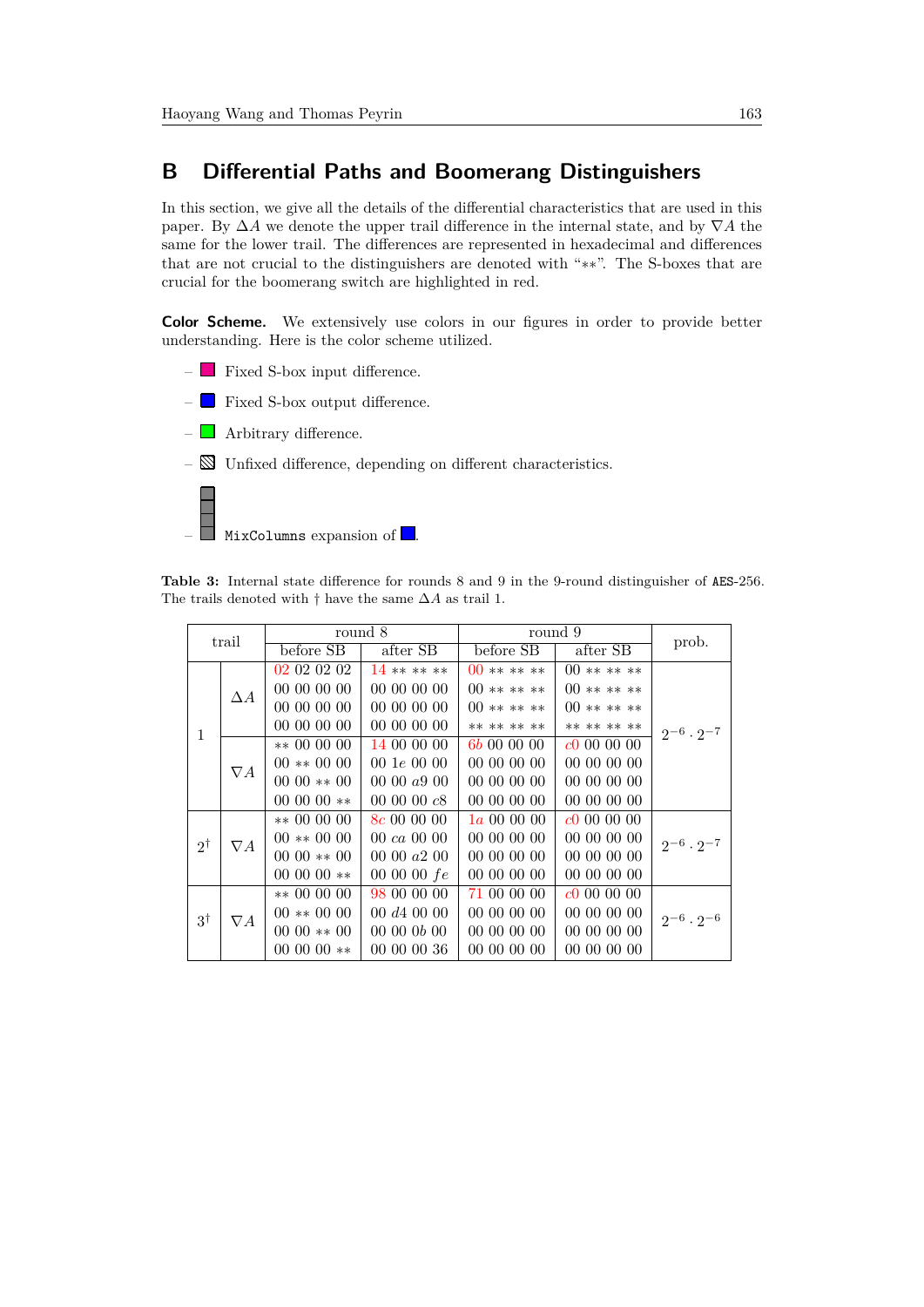## B Differential Paths and Boomerang Distinguishers

In this section, we give all the details of the differential characteristics that are used in this paper. By $\Delta A$ we denote the upper trail difference in the internal state, and by $\nabla A$ the same for the lower trail. The differences are represented in hexadecimal and differences that are not crucial to the distinguishers are denoted with "$**$". The S-boxes that are crucial for the boomerang switch are highlighted in red.

**Color Scheme.** We extensively use colors in our figures in order to provide better understanding. Here is the color scheme utilized.

- Fixed S-box input difference.
- Fixed S-box output difference.
- Arbitrary difference.
- Unfixed difference, depending on different characteristics.
- `MixColumns` expansion of ■.

**Table 3:** Internal state difference for rounds 8 and 9 in the 9-round distinguisher of AES-256. The trails denoted with † have the same $\Delta A$ as trail 1.

| trail | | round 8 | | round 9 | | prob. |
|---|---|---|---|---|---|---|
| | | before SB | after SB | before SB | after SB | |
| 1 | $\Delta A$ | 02 02 02 02<br>00 00 00 00<br>00 00 00 00<br>00 00 00 00 | 14 ** ** **<br>00 00 00 00<br>00 00 00 00<br>00 00 00 00 | 00 ** ** **<br>00 ** ** **<br>00 ** ** **<br>** ** ** ** | 00 ** ** **<br>00 ** ** **<br>00 ** ** **<br>** ** ** ** | $2^{-6} \cdot 2^{-7}$ |
| | $\nabla A$ | ** 00 00 00<br>00 ** 00 00<br>00 00 ** 00<br>00 00 00 ** | 14 00 00 00<br>00 1e 00 00<br>00 00 a9 00<br>00 00 00 c8 | 6b 00 00 00<br>00 00 00 00<br>00 00 00 00<br>00 00 00 00 | c0 00 00 00<br>00 00 00 00<br>00 00 00 00<br>00 00 00 00 | |
| $2^{\dagger}$ | $\nabla A$ | ** 00 00 00<br>00 ** 00 00<br>00 00 ** 00<br>00 00 00 ** | 8c 00 00 00<br>00 ca 00 00<br>00 00 a2 00<br>00 00 00 fe | 1a 00 00 00<br>00 00 00 00<br>00 00 00 00<br>00 00 00 00 | c0 00 00 00<br>00 00 00 00<br>00 00 00 00<br>00 00 00 00 | $2^{-6} \cdot 2^{-7}$ |
| $3^{\dagger}$ | $\nabla A$ | ** 00 00 00<br>00 ** 00 00<br>00 00 ** 00<br>00 00 00 ** | 98 00 00 00<br>00 d4 00 00<br>00 00 0b 00<br>00 00 00 36 | 71 00 00 00<br>00 00 00 00<br>00 00 00 00<br>00 00 00 00 | c0 00 00 00<br>00 00 00 00<br>00 00 00 00<br>00 00 00 00 | $2^{-6} \cdot 2^{-6}$ |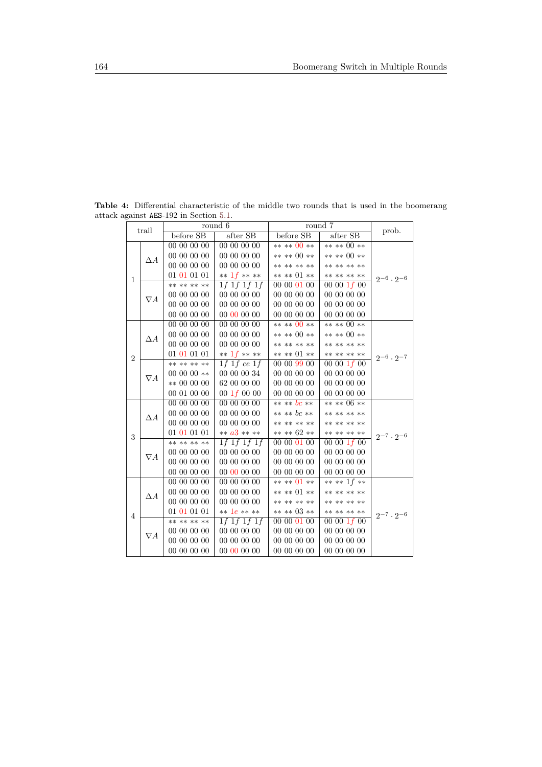**Table 4:** Differential characteristic of the middle two rounds that is used in the boomerang attack against AES-192 in Section 5.1.

| trail | | round 6 | | round 7 | | prob. |
|---|---|---|---|---|---|---|
| | | before SB | after SB | before SB | after SB | |
| 1 | $\Delta A$ | 00 00 00 00<br>00 00 00 00<br>00 00 00 00<br>01 01 01 01 | 00 00 00 00<br>00 00 00 00<br>00 00 00 00<br>** 1f ** ** | ** ** 00 **<br>** ** 00 **<br>** ** ** **<br>** ** 01 ** | ** ** 00 **<br>** ** 00 **<br>** ** ** **<br>** ** ** ** | $2^{-6} \cdot 2^{-6}$ |
| | $\nabla A$ | ** ** ** **<br>00 00 00 00<br>00 00 00 00<br>00 00 00 00 | 1f 1f 1f 1f<br>00 00 00 00<br>00 00 00 00<br>00 00 00 00 | 00 00 01 00<br>00 00 00 00<br>00 00 00 00<br>00 00 00 00 | 00 00 1f 00<br>00 00 00 00<br>00 00 00 00<br>00 00 00 00 | |
| 2 | $\Delta A$ | 00 00 00 00<br>00 00 00 00<br>00 00 00 00<br>01 01 01 01 | 00 00 00 00<br>00 00 00 00<br>00 00 00 00<br>** 1f ** ** | ** ** 00 **<br>** ** 00 **<br>** ** ** **<br>** ** 01 ** | ** ** 00 **<br>** ** 00 **<br>** ** ** **<br>** ** ** ** | $2^{-6} \cdot 2^{-7}$ |
| | $\nabla A$ | ** ** ** **<br>00 00 00 **<br>** 00 00 00<br>00 01 00 00 | 1f 1f ce 1f<br>00 00 00 34<br>62 00 00 00<br>00 1f 00 00 | 00 00 99 00<br>00 00 00 00<br>00 00 00 00<br>00 00 00 00 | 00 00 1f 00<br>00 00 00 00<br>00 00 00 00<br>00 00 00 00 | |
| 3 | $\Delta A$ | 00 00 00 00<br>00 00 00 00<br>00 00 00 00<br>01 01 01 01 | 00 00 00 00<br>00 00 00 00<br>00 00 00 00<br>** a3 ** ** | ** ** bc **<br>** ** bc **<br>** ** ** **<br>** ** 62 ** | ** ** 06 **<br>** ** ** **<br>** ** ** **<br>** ** ** ** | $2^{-7} \cdot 2^{-6}$ |
| | $\nabla A$ | ** ** ** **<br>00 00 00 00<br>00 00 00 00<br>00 00 00 00 | 1f 1f 1f 1f<br>00 00 00 00<br>00 00 00 00<br>00 00 00 00 | 00 00 01 00<br>00 00 00 00<br>00 00 00 00<br>00 00 00 00 | 00 00 1f 00<br>00 00 00 00<br>00 00 00 00<br>00 00 00 00 | |
| 4 | $\Delta A$ | 00 00 00 00<br>00 00 00 00<br>00 00 00 00<br>01 01 01 01 | 00 00 00 00<br>00 00 00 00<br>00 00 00 00<br>** 1e ** ** | ** ** 01 **<br>** ** 01 **<br>** ** ** **<br>** ** 03 ** | ** ** 1f **<br>** ** ** **<br>** ** ** **<br>** ** ** ** | $2^{-7} \cdot 2^{-6}$ |
| | $\nabla A$ | ** ** ** **<br>00 00 00 00<br>00 00 00 00<br>00 00 00 00 | 1f 1f 1f 1f<br>00 00 00 00<br>00 00 00 00<br>00 00 00 00 | 00 00 01 00<br>00 00 00 00<br>00 00 00 00<br>00 00 00 00 | 00 00 1f 00<br>00 00 00 00<br>00 00 00 00<br>00 00 00 00 | |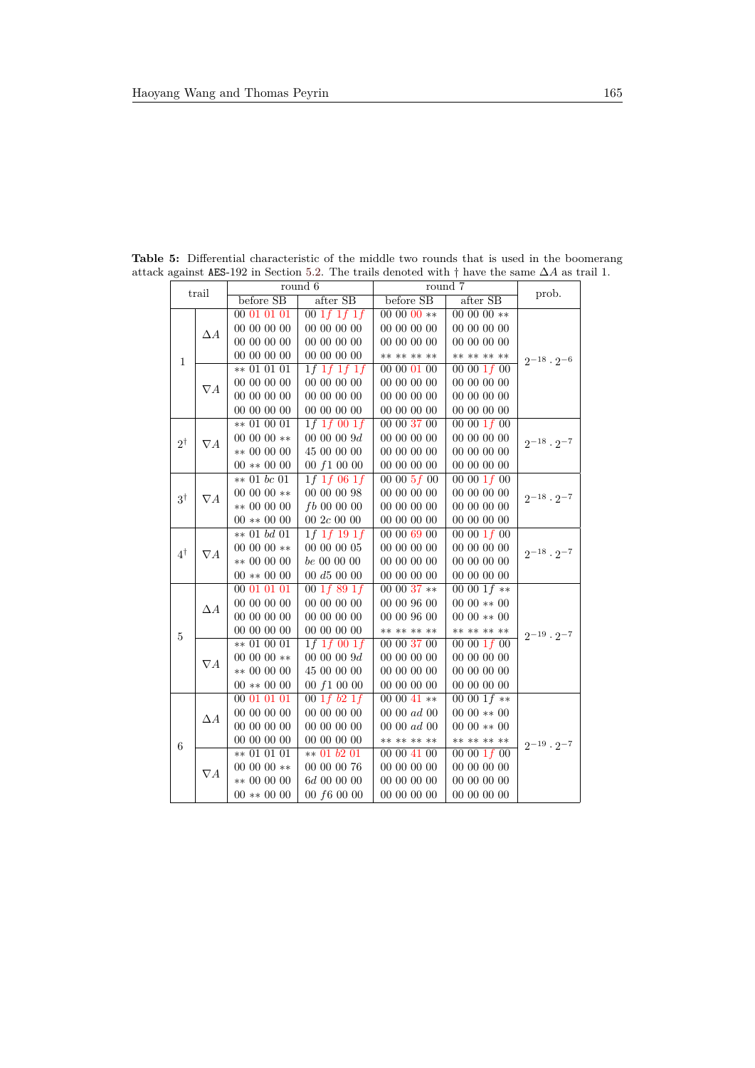**Table 5:** Differential characteristic of the middle two rounds that is used in the boomerang attack against AES-192 in Section 5.2. The trails denoted with † have the same $\Delta A$ as trail 1.

| trail | | round 6 | | round 7 | | prob. |
|---|---|---|---|---|---|---|
| | | before SB | after SB | before SB | after SB | |
| 1 | $\Delta A$ | 00 01 01 01<br>00 00 00 00<br>00 00 00 00<br>00 00 00 00 | 00 1f 1f 1f<br>00 00 00 00<br>00 00 00 00<br>00 00 00 00 | 00 00 00 **<br>00 00 00 00<br>00 00 00 00<br>** ** ** ** | 00 00 00 **<br>00 00 00 00<br>00 00 00 00<br>** ** ** ** | $2^{-18} \cdot 2^{-6}$ |
| | $\nabla A$ | ** 01 01 01<br>00 00 00 00<br>00 00 00 00<br>00 00 00 00 | 1f 1f 1f 1f<br>00 00 00 00<br>00 00 00 00<br>00 00 00 00 | 00 00 01 00<br>00 00 00 00<br>00 00 00 00<br>00 00 00 00 | 00 00 1f 00<br>00 00 00 00<br>00 00 00 00<br>00 00 00 00 | |
| $2^{\dagger}$ | $\nabla A$ | ** 01 00 01<br>00 00 00 **<br>** 00 00 00<br>00 ** 00 00 | 1f 1f 00 1f<br>00 00 00 9d<br>45 00 00 00<br>00 f1 00 00 | 00 00 37 00<br>00 00 00 00<br>00 00 00 00<br>00 00 00 00 | 00 00 1f 00<br>00 00 00 00<br>00 00 00 00<br>00 00 00 00 | $2^{-18} \cdot 2^{-7}$ |
| $3^{\dagger}$ | $\nabla A$ | ** 01 bc 01<br>00 00 00 **<br>** 00 00 00<br>00 ** 00 00 | 1f 1f 06 1f<br>00 00 00 98<br>fb 00 00 00<br>00 2c 00 00 | 00 00 5f 00<br>00 00 00 00<br>00 00 00 00<br>00 00 00 00 | 00 00 1f 00<br>00 00 00 00<br>00 00 00 00<br>00 00 00 00 | $2^{-18} \cdot 2^{-7}$ |
| $4^{\dagger}$ | $\nabla A$ | ** 01 bd 01<br>00 00 00 **<br>** 00 00 00<br>00 ** 00 00 | 1f 1f 19 1f<br>00 00 00 05<br>be 00 00 00<br>00 d5 00 00 | 00 00 69 00<br>00 00 00 00<br>00 00 00 00<br>00 00 00 00 | 00 00 1f 00<br>00 00 00 00<br>00 00 00 00<br>00 00 00 00 | $2^{-18} \cdot 2^{-7}$ |
| 5 | $\Delta A$ | 00 01 01 01<br>00 00 00 00<br>00 00 00 00<br>00 00 00 00 | 00 1f 89 1f<br>00 00 00 00<br>00 00 00 00<br>00 00 00 00 | 00 00 37 **<br>00 00 96 00<br>00 00 96 00<br>** ** ** ** | 00 00 1f **<br>00 00 ** 00<br>00 00 ** 00<br>** ** ** ** | $2^{-19} \cdot 2^{-7}$ |
| | $\nabla A$ | ** 01 00 01<br>00 00 00 **<br>** 00 00 00<br>00 ** 00 00 | 1f 1f 00 1f<br>00 00 00 9d<br>45 00 00 00<br>00 f1 00 00 | 00 00 37 00<br>00 00 00 00<br>00 00 00 00<br>00 00 00 00 | 00 00 1f 00<br>00 00 00 00<br>00 00 00 00<br>00 00 00 00 | |
| 6 | $\Delta A$ | 00 01 01 01<br>00 00 00 00<br>00 00 00 00<br>00 00 00 00 | 00 1f b2 1f<br>00 00 00 00<br>00 00 00 00<br>00 00 00 00 | 00 00 41 **<br>00 00 ad 00<br>00 00 ad 00<br>** ** ** ** | 00 00 1f **<br>00 00 ** 00<br>00 00 ** 00<br>** ** ** ** | $2^{-19} \cdot 2^{-7}$ |
| | $\nabla A$ | ** 01 01 01<br>00 00 00 **<br>** 00 00 00<br>00 ** 00 00 | ** 01 b2 01<br>00 00 00 76<br>6d 00 00 00<br>00 f6 00 00 | 00 00 41 00<br>00 00 00 00<br>00 00 00 00<br>00 00 00 00 | 00 00 1f 00<br>00 00 00 00<br>00 00 00 00<br>00 00 00 00 | |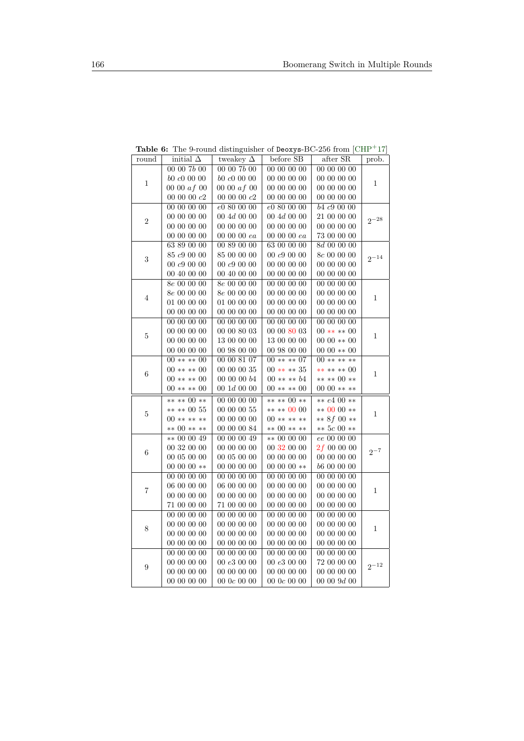**Table 6:** The 9-round distinguisher of Deoxys-BC-256 from [CHP+17]

| round | initial Δ | tweakey Δ | before SB | after SR | prob. |
|---|---|---|---|---|---|
| 1 | 00 00 7b 00<br>b0 c0 00 00<br>00 00 af 00<br>00 00 00 c2 | 00 00 7b 00<br>b0 c0 00 00<br>00 00 af 00<br>00 00 00 c2 | 00 00 00 00<br>00 00 00 00<br>00 00 00 00<br>00 00 00 00 | 00 00 00 00<br>00 00 00 00<br>00 00 00 00<br>00 00 00 00 | 1 |
| 2 | 00 00 00 00<br>00 00 00 00<br>00 00 00 00<br>00 00 00 00 | e0 80 00 00<br>00 4d 00 00<br>00 00 00 00<br>00 00 00 ea | e0 80 00 00<br>00 4d 00 00<br>00 00 00 00<br>00 00 00 ea | b4 c9 00 00<br>21 00 00 00<br>00 00 00 00<br>73 00 00 00 | $2^{-28}$ |
| 3 | 63 89 00 00<br>85 c9 00 00<br>00 c9 00 00<br>00 40 00 00 | 00 89 00 00<br>85 00 00 00<br>00 c9 00 00<br>00 40 00 00 | 63 00 00 00<br>00 c9 00 00<br>00 00 00 00<br>00 00 00 00 | 8d 00 00 00<br>8c 00 00 00<br>00 00 00 00<br>00 00 00 00 | $2^{-14}$ |
| 4 | 8e 00 00 00<br>8e 00 00 00<br>01 00 00 00<br>00 00 00 00 | 8e 00 00 00<br>8e 00 00 00<br>01 00 00 00<br>00 00 00 00 | 00 00 00 00<br>00 00 00 00<br>00 00 00 00<br>00 00 00 00 | 00 00 00 00<br>00 00 00 00<br>00 00 00 00<br>00 00 00 00 | 1 |
| 5 | 00 00 00 00<br>00 00 00 00<br>00 00 00 00<br>00 00 00 00 | 00 00 00 00<br>00 00 80 03<br>13 00 00 00<br>00 98 00 00 | 00 00 00 00<br>00 00 80 03<br>13 00 00 00<br>00 98 00 00 | 00 00 00 00<br>00 ** ** 00<br>00 00 ** 00<br>00 00 ** 00 | 1 |
| 6 | 00 ** ** 00<br>00 ** ** 00<br>00 ** ** 00<br>00 ** ** 00 | 00 00 81 07<br>00 00 00 35<br>00 00 00 b4<br>00 1d 00 00 | 00 ** ** 07<br>00 ** ** 35<br>00 ** ** b4<br>00 ** ** 00 | 00 ** ** **<br>** ** ** 00<br>** ** 00 **<br>00 00 ** ** | 1 |
| 5 | ** ** 00 **<br>** ** 00 55<br>00 ** ** **<br>** 00 ** ** | 00 00 00 00<br>00 00 00 55<br>00 00 00 00<br>00 00 00 84 | ** ** 00 **<br>** ** 00 00<br>00 ** ** **<br>** 00 ** ** | ** e4 00 **<br>** 00 00 **<br>** 8f 00 **<br>** 5c 00 ** | 1 |
| 6 | ** 00 00 49<br>00 32 00 00<br>00 05 00 00<br>00 00 00 ** | 00 00 00 49<br>00 00 00 00<br>00 05 00 00<br>00 00 00 00 | ** 00 00 00<br>00 32 00 00<br>00 00 00 00<br>00 00 00 ** | ee 00 00 00<br>2f 00 00 00<br>00 00 00 00<br>b6 00 00 00 | $2^{-7}$ |
| 7 | 00 00 00 00<br>06 00 00 00<br>00 00 00 00<br>71 00 00 00 | 00 00 00 00<br>06 00 00 00<br>00 00 00 00<br>71 00 00 00 | 00 00 00 00<br>00 00 00 00<br>00 00 00 00<br>00 00 00 00 | 00 00 00 00<br>00 00 00 00<br>00 00 00 00<br>00 00 00 00 | 1 |
| 8 | 00 00 00 00<br>00 00 00 00<br>00 00 00 00<br>00 00 00 00 | 00 00 00 00<br>00 00 00 00<br>00 00 00 00<br>00 00 00 00 | 00 00 00 00<br>00 00 00 00<br>00 00 00 00<br>00 00 00 00 | 00 00 00 00<br>00 00 00 00<br>00 00 00 00<br>00 00 00 00 | 1 |
| 9 | 00 00 00 00<br>00 00 00 00<br>00 00 00 00<br>00 00 00 00 | 00 00 00 00<br>00 e3 00 00<br>00 00 00 00<br>00 0c 00 00 | 00 00 00 00<br>00 e3 00 00<br>00 00 00 00<br>00 0c 00 00 | 00 00 00 00<br>72 00 00 00<br>00 00 00 00<br>00 00 9d 00 | $2^{-12}$ |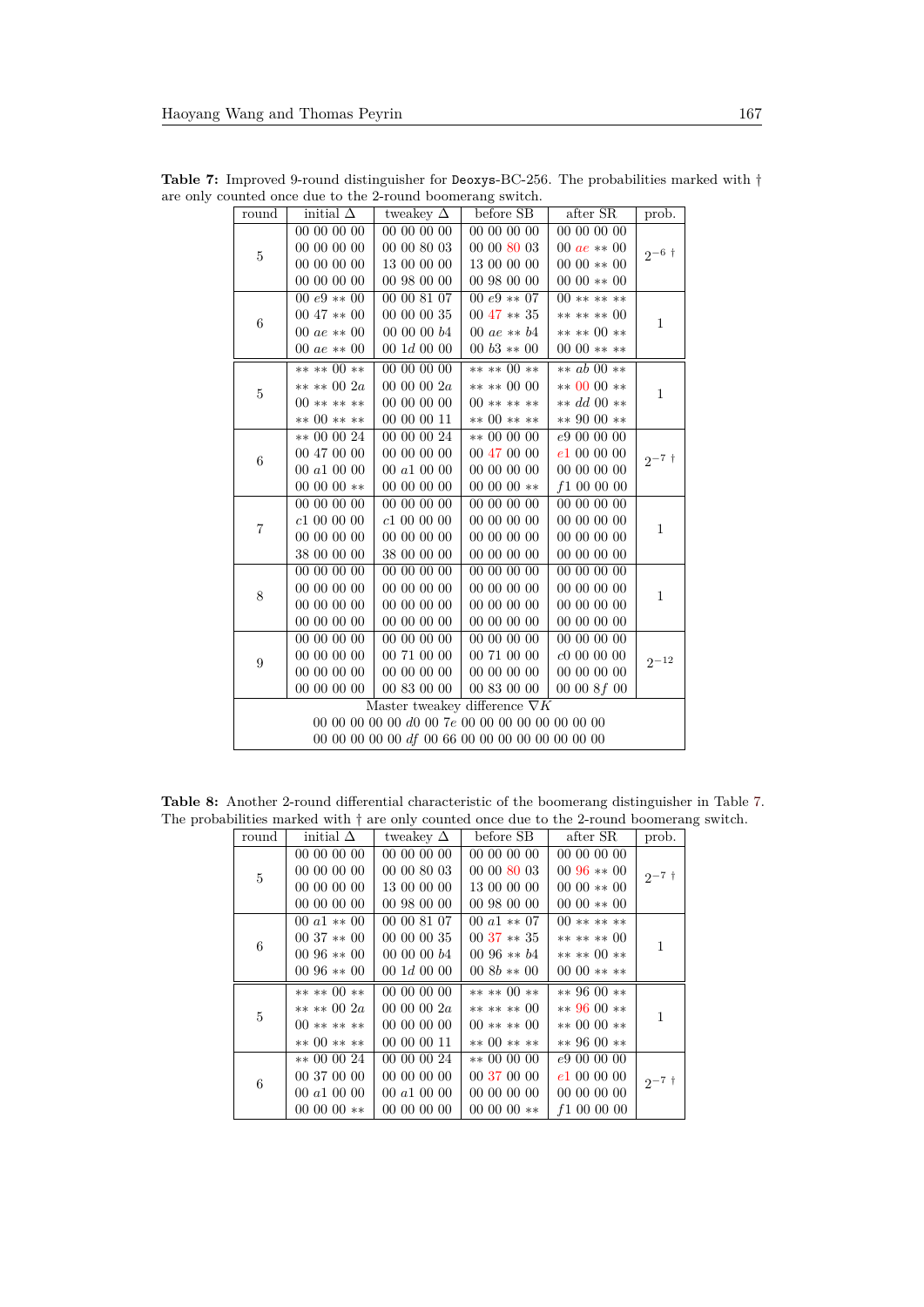**Table 7:** Improved 9-round distinguisher for Deoxys-BC-256. The probabilities marked with † are only counted once due to the 2-round boomerang switch.

| round | initial Δ | tweakey Δ | before SB | after SR | prob. |
|---|---|---|---|---|---|
| 5 | 00 00 00 00<br>00 00 00 00<br>00 00 00 00<br>00 00 00 00 | 00 00 00 00<br>00 00 80 03<br>13 00 00 00<br>00 98 00 00 | 00 00 00 00<br>00 00 80 03<br>13 00 00 00<br>00 98 00 00 | 00 00 00 00<br>00 *ae* ** 00<br>00 00 ** 00<br>00 00 ** 00 | $2^{-6}$ † |
| 6 | 00 *e9* ** 00<br>00 47 ** 00<br>00 *ae* ** 00<br>00 *ae* ** 00 | 00 00 81 07<br>00 00 00 35<br>00 00 00 *b4*<br>00 1*d* 00 00 | 00 *e9* ** 07<br>00 47 ** 35<br>00 *ae* ** *b4*<br>00 *b3* ** 00 | 00 ** ** **<br>** ** ** 00<br>** ** 00 **<br>00 00 ** ** | 1 |
| 5 | ** ** 00 **<br>** ** 00 2*a*<br>00 ** ** **<br>** 00 ** ** | 00 00 00 00<br>00 00 00 2*a*<br>00 00 00 00<br>00 00 00 11 | ** ** 00 **<br>** ** 00 00<br>00 ** ** **<br>** 00 ** ** | ** *ab* 00 **<br>** 00 00 **<br>** *dd* 00 **<br>** 90 00 ** | 1 |
| 6 | ** 00 00 24<br>00 47 00 00<br>00 *a*1 00 00<br>00 00 00 ** | 00 00 00 24<br>00 00 00 00<br>00 *a*1 00 00<br>00 00 00 00 | ** 00 00 00<br>00 47 00 00<br>00 00 00 00<br>00 00 00 ** | *e*9 00 00 00<br>*e*1 00 00 00<br>00 00 00 00<br>*f*1 00 00 00 | $2^{-7}$ † |
| 7 | 00 00 00 00<br>*c*1 00 00 00<br>00 00 00 00<br>38 00 00 00 | 00 00 00 00<br>*c*1 00 00 00<br>00 00 00 00<br>38 00 00 00 | 00 00 00 00<br>00 00 00 00<br>00 00 00 00<br>00 00 00 00 | 00 00 00 00<br>00 00 00 00<br>00 00 00 00<br>00 00 00 00 | 1 |
| 8 | 00 00 00 00<br>00 00 00 00<br>00 00 00 00<br>00 00 00 00 | 00 00 00 00<br>00 00 00 00<br>00 00 00 00<br>00 00 00 00 | 00 00 00 00<br>00 00 00 00<br>00 00 00 00<br>00 00 00 00 | 00 00 00 00<br>00 00 00 00<br>00 00 00 00<br>00 00 00 00 | 1 |
| 9 | 00 00 00 00<br>00 00 00 00<br>00 00 00 00<br>00 00 00 00 | 00 00 00 00<br>00 71 00 00<br>00 00 00 00<br>00 83 00 00 | 00 00 00 00<br>00 71 00 00<br>00 00 00 00<br>00 83 00 00 | 00 00 00 00<br>*c*0 00 00 00<br>00 00 00 00<br>00 00 8*f* 00 | $2^{-12}$ |
| Master tweakey difference $\nabla K$ | | | | | |
| 00 00 00 00 00 *d*0 00 7*e* 00 00 00 00 00 00 00 00<br>00 00 00 00 00 *df* 00 66 00 00 00 00 00 00 00 00 | | | | | |

**Table 8:** Another 2-round differential characteristic of the boomerang distinguisher in Table 7. The probabilities marked with † are only counted once due to the 2-round boomerang switch.

| round | initial Δ | tweakey Δ | before SB | after SR | prob. |
|---|---|---|---|---|---|
| 5 | 00 00 00 00<br>00 00 00 00<br>00 00 00 00<br>00 00 00 00 | 00 00 00 00<br>00 00 80 03<br>13 00 00 00<br>00 98 00 00 | 00 00 00 00<br>00 00 80 03<br>13 00 00 00<br>00 98 00 00 | 00 00 00 00<br>00 96 ** 00<br>00 00 ** 00<br>00 00 ** 00 | $2^{-7}$ † |
| 6 | 00 *a*1 ** 00<br>00 37 ** 00<br>00 96 ** 00<br>00 96 ** 00 | 00 00 81 07<br>00 00 00 35<br>00 00 00 *b4*<br>00 1*d* 00 00 | 00 *a*1 ** 07<br>00 37 ** 35<br>00 96 ** *b4*<br>00 8*b* ** 00 | 00 ** ** **<br>** ** ** 00<br>** ** 00 **<br>00 00 ** ** | 1 |
| 5 | ** ** 00 **<br>** ** 00 2*a*<br>00 ** ** **<br>** 00 ** ** | 00 00 00 00<br>00 00 00 2*a*<br>00 00 00 00<br>00 00 00 11 | ** ** 00 **<br>** ** ** 00<br>00 ** ** 00<br>** 00 ** ** | ** 96 00 **<br>** 96 00 **<br>** 00 00 **<br>** 96 00 ** | 1 |
| 6 | ** 00 00 24<br>00 37 00 00<br>00 *a*1 00 00<br>00 00 00 ** | 00 00 00 24<br>00 00 00 00<br>00 *a*1 00 00<br>00 00 00 00 | ** 00 00 00<br>00 37 00 00<br>00 00 00 00<br>00 00 00 ** | *e*9 00 00 00<br>*e*1 00 00 00<br>00 00 00 00<br>*f*1 00 00 00 | $2^{-7}$ † |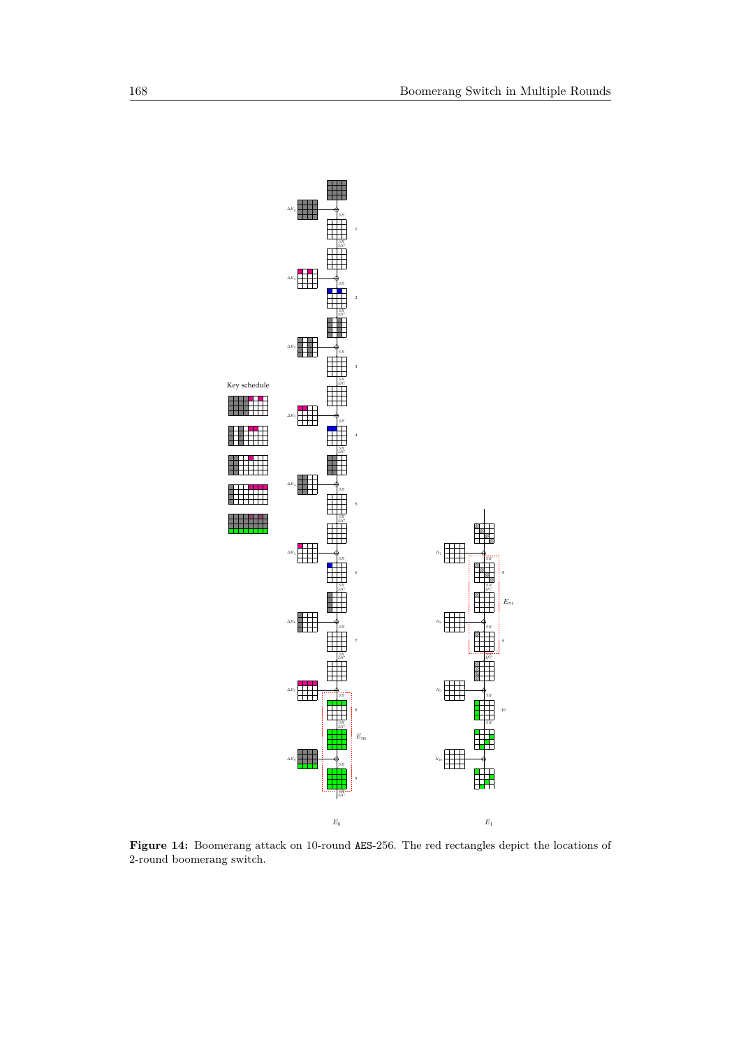**Figure 14:** Boomerang attack on 10-round AES-256. The red rectangles depict the locations of 2-round boomerang switch.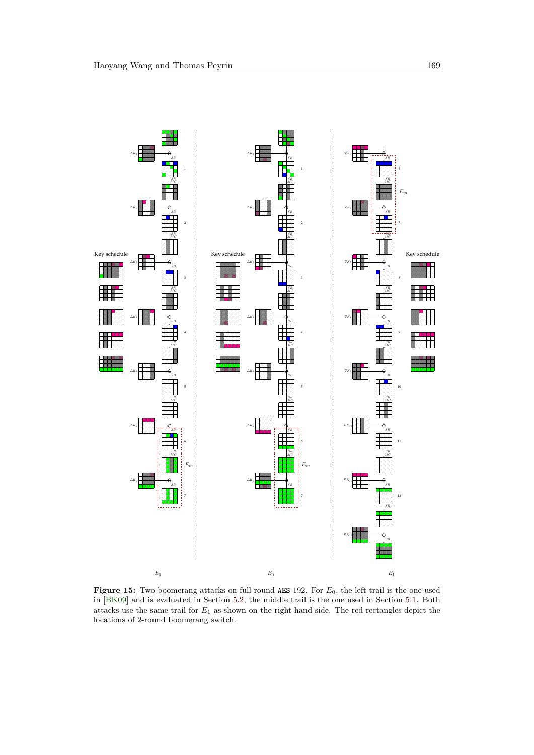Key schedule

Key schedule

Key schedule

$E_m$

$E_m$

$E_m$

$E_0$

$E_0$

$E_1$

**Figure 15:** Two boomerang attacks on full-round AES-192. For $E_0$, the left trail is the one used in [BK09] and is evaluated in Section 5.2, the middle trail is the one used in Section 5.1. Both attacks use the same trail for $E_1$ as shown on the right-hand side. The red rectangles depict the locations of 2-round boomerang switch.